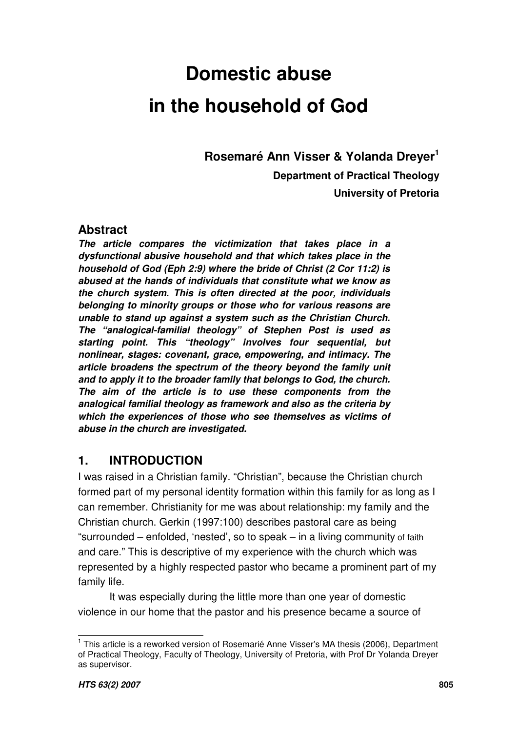# Domestic abuse in the household of God

**Rosemaré Ann Visser & Yolanda Dreyer**[1]

**Department of Practical Theology**

**University of Pretoria**

## Abstract

***The article compares the victimization that takes place in a dysfunctional abusive household and that which takes place in the household of God (Eph 2:9) where the bride of Christ (2 Cor 11:2) is abused at the hands of individuals that constitute what we know as the church system. This is often directed at the poor, individuals belonging to minority groups or those who for various reasons are unable to stand up against a system such as the Christian Church. The "analogical-familial theology" of Stephen Post is used as starting point. This "theology" involves four sequential, but nonlinear, stages: covenant, grace, empowering, and intimacy. The article broadens the spectrum of the theory beyond the family unit and to apply it to the broader family that belongs to God, the church. The aim of the article is to use these components from the analogical familial theology as framework and also as the criteria by which the experiences of those who see themselves as victims of abuse in the church are investigated.***

## 1. INTRODUCTION

I was raised in a Christian family. "Christian", because the Christian church formed part of my personal identity formation within this family for as long as I can remember. Christianity for me was about relationship: my family and the Christian church. Gerkin (1997:100) describes pastoral care as being "surrounded – enfolded, 'nested', so to speak – in a living community of faith and care." This is descriptive of my experience with the church which was represented by a highly respected pastor who became a prominent part of my family life.

It was especially during the little more than one year of domestic violence in our home that the pastor and his presence became a source of

[1] This article is a reworked version of Rosemarié Anne Visser's MA thesis (2006), Department of Practical Theology, Faculty of Theology, University of Pretoria, with Prof Dr Yolanda Dreyer as supervisor.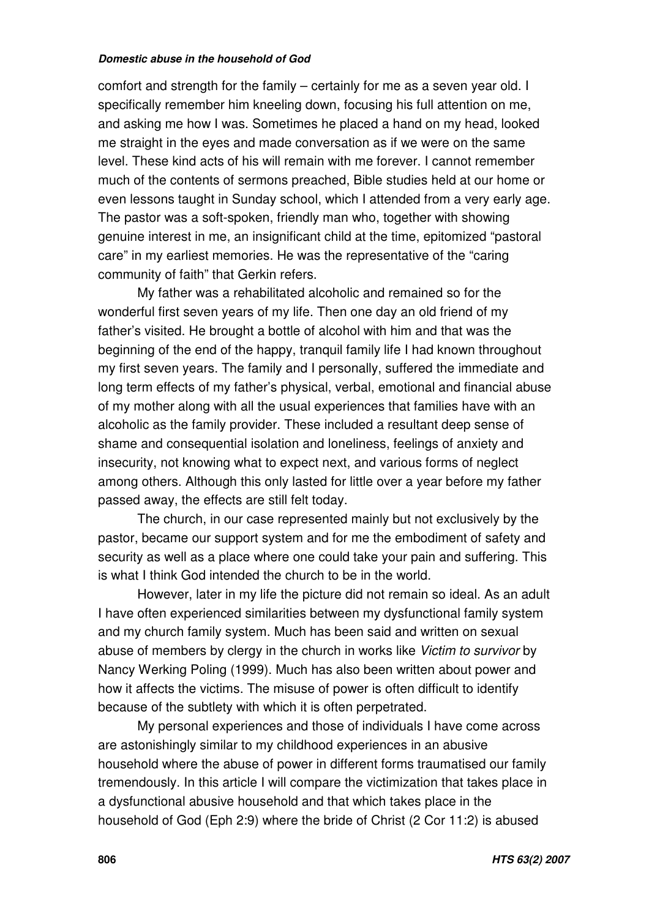comfort and strength for the family – certainly for me as a seven year old. I specifically remember him kneeling down, focusing his full attention on me, and asking me how I was. Sometimes he placed a hand on my head, looked me straight in the eyes and made conversation as if we were on the same level. These kind acts of his will remain with me forever. I cannot remember much of the contents of sermons preached, Bible studies held at our home or even lessons taught in Sunday school, which I attended from a very early age. The pastor was a soft-spoken, friendly man who, together with showing genuine interest in me, an insignificant child at the time, epitomized "pastoral care" in my earliest memories. He was the representative of the "caring community of faith" that Gerkin refers.

My father was a rehabilitated alcoholic and remained so for the wonderful first seven years of my life. Then one day an old friend of my father's visited. He brought a bottle of alcohol with him and that was the beginning of the end of the happy, tranquil family life I had known throughout my first seven years. The family and I personally, suffered the immediate and long term effects of my father's physical, verbal, emotional and financial abuse of my mother along with all the usual experiences that families have with an alcoholic as the family provider. These included a resultant deep sense of shame and consequential isolation and loneliness, feelings of anxiety and insecurity, not knowing what to expect next, and various forms of neglect among others. Although this only lasted for little over a year before my father passed away, the effects are still felt today.

The church, in our case represented mainly but not exclusively by the pastor, became our support system and for me the embodiment of safety and security as well as a place where one could take your pain and suffering. This is what I think God intended the church to be in the world.

However, later in my life the picture did not remain so ideal. As an adult I have often experienced similarities between my dysfunctional family system and my church family system. Much has been said and written on sexual abuse of members by clergy in the church in works like *Victim to survivor* by Nancy Werking Poling (1999). Much has also been written about power and how it affects the victims. The misuse of power is often difficult to identify because of the subtlety with which it is often perpetrated.

My personal experiences and those of individuals I have come across are astonishingly similar to my childhood experiences in an abusive household where the abuse of power in different forms traumatised our family tremendously. In this article I will compare the victimization that takes place in a dysfunctional abusive household and that which takes place in the household of God (Eph 2:9) where the bride of Christ (2 Cor 11:2) is abused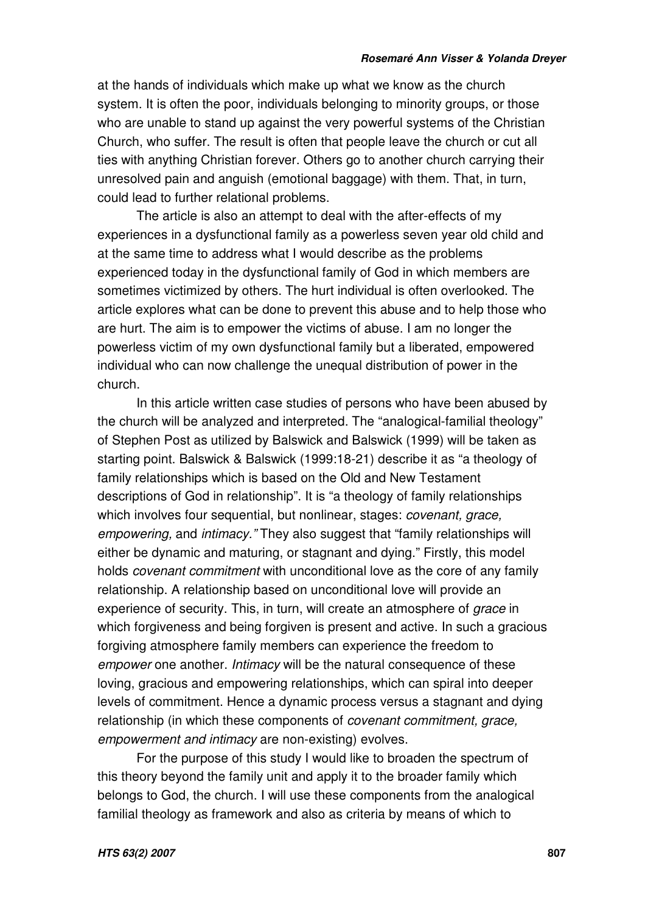at the hands of individuals which make up what we know as the church system. It is often the poor, individuals belonging to minority groups, or those who are unable to stand up against the very powerful systems of the Christian Church, who suffer. The result is often that people leave the church or cut all ties with anything Christian forever. Others go to another church carrying their unresolved pain and anguish (emotional baggage) with them. That, in turn, could lead to further relational problems.

The article is also an attempt to deal with the after-effects of my experiences in a dysfunctional family as a powerless seven year old child and at the same time to address what I would describe as the problems experienced today in the dysfunctional family of God in which members are sometimes victimized by others. The hurt individual is often overlooked. The article explores what can be done to prevent this abuse and to help those who are hurt. The aim is to empower the victims of abuse. I am no longer the powerless victim of my own dysfunctional family but a liberated, empowered individual who can now challenge the unequal distribution of power in the church.

In this article written case studies of persons who have been abused by the church will be analyzed and interpreted. The "analogical-familial theology" of Stephen Post as utilized by Balswick and Balswick (1999) will be taken as starting point. Balswick & Balswick (1999:18-21) describe it as "a theology of family relationships which is based on the Old and New Testament descriptions of God in relationship". It is "a theology of family relationships which involves four sequential, but nonlinear, stages: *covenant, grace, empowering,* and *intimacy."* They also suggest that "family relationships will either be dynamic and maturing, or stagnant and dying." Firstly, this model holds *covenant commitment* with unconditional love as the core of any family relationship. A relationship based on unconditional love will provide an experience of security. This, in turn, will create an atmosphere of *grace* in which forgiveness and being forgiven is present and active. In such a gracious forgiving atmosphere family members can experience the freedom to *empower* one another. *Intimacy* will be the natural consequence of these loving, gracious and empowering relationships, which can spiral into deeper levels of commitment. Hence a dynamic process versus a stagnant and dying relationship (in which these components of *covenant commitment, grace, empowerment and intimacy* are non-existing) evolves.

For the purpose of this study I would like to broaden the spectrum of this theory beyond the family unit and apply it to the broader family which belongs to God, the church. I will use these components from the analogical familial theology as framework and also as criteria by means of which to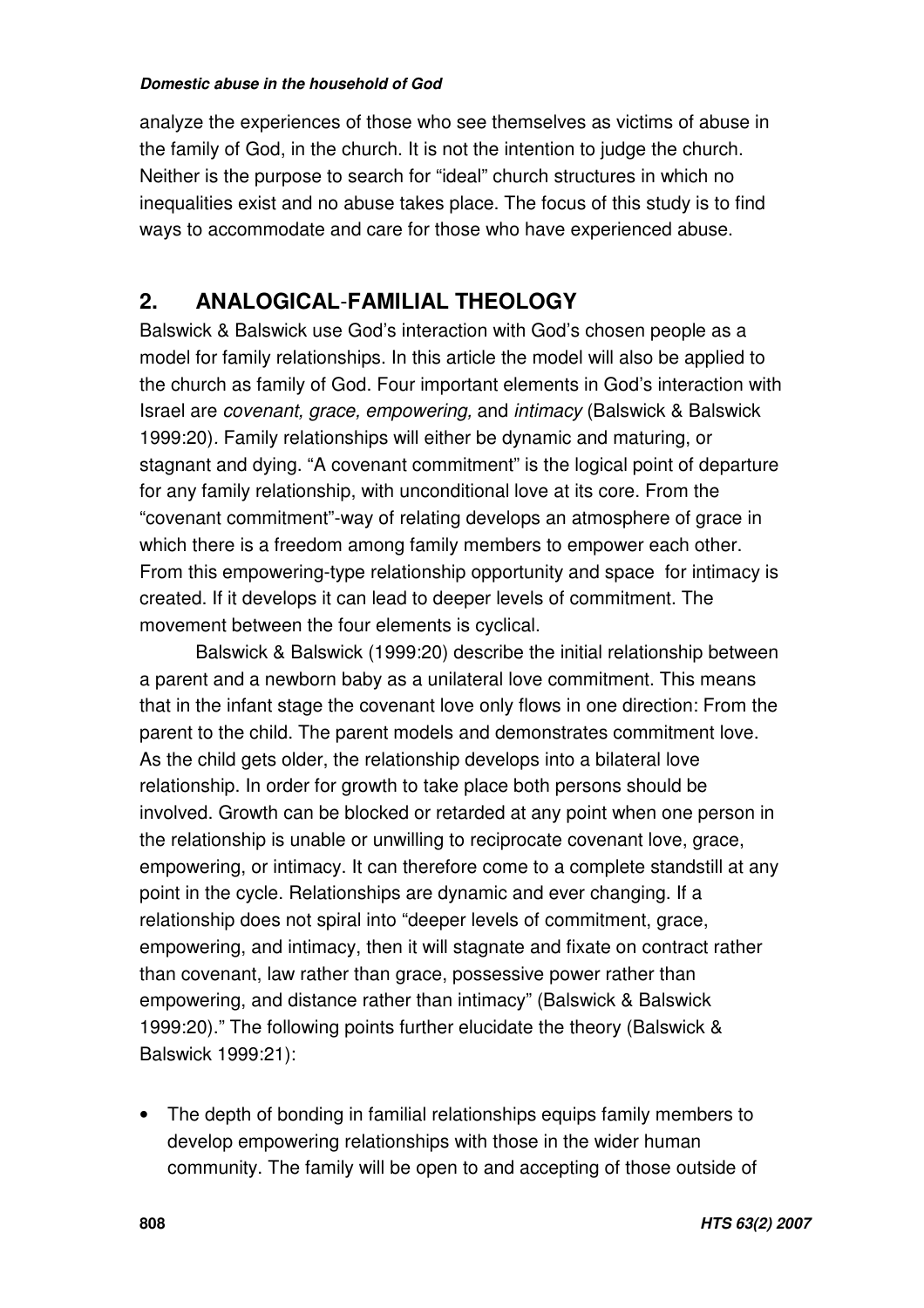analyze the experiences of those who see themselves as victims of abuse in the family of God, in the church. It is not the intention to judge the church. Neither is the purpose to search for "ideal" church structures in which no inequalities exist and no abuse takes place. The focus of this study is to find ways to accommodate and care for those who have experienced abuse.

## 2. ANALOGICAL-FAMILIAL THEOLOGY

Balswick & Balswick use God's interaction with God's chosen people as a model for family relationships. In this article the model will also be applied to the church as family of God. Four important elements in God's interaction with Israel are *covenant, grace, empowering,* and *intimacy* (Balswick & Balswick 1999:20). Family relationships will either be dynamic and maturing, or stagnant and dying. "A covenant commitment" is the logical point of departure for any family relationship, with unconditional love at its core. From the "covenant commitment"-way of relating develops an atmosphere of grace in which there is a freedom among family members to empower each other. From this empowering-type relationship opportunity and space for intimacy is created. If it develops it can lead to deeper levels of commitment. The movement between the four elements is cyclical.

Balswick & Balswick (1999:20) describe the initial relationship between a parent and a newborn baby as a unilateral love commitment. This means that in the infant stage the covenant love only flows in one direction: From the parent to the child. The parent models and demonstrates commitment love. As the child gets older, the relationship develops into a bilateral love relationship. In order for growth to take place both persons should be involved. Growth can be blocked or retarded at any point when one person in the relationship is unable or unwilling to reciprocate covenant love, grace, empowering, or intimacy. It can therefore come to a complete standstill at any point in the cycle. Relationships are dynamic and ever changing. If a relationship does not spiral into "deeper levels of commitment, grace, empowering, and intimacy, then it will stagnate and fixate on contract rather than covenant, law rather than grace, possessive power rather than empowering, and distance rather than intimacy" (Balswick & Balswick 1999:20)." The following points further elucidate the theory (Balswick & Balswick 1999:21):

- The depth of bonding in familial relationships equips family members to develop empowering relationships with those in the wider human community. The family will be open to and accepting of those outside of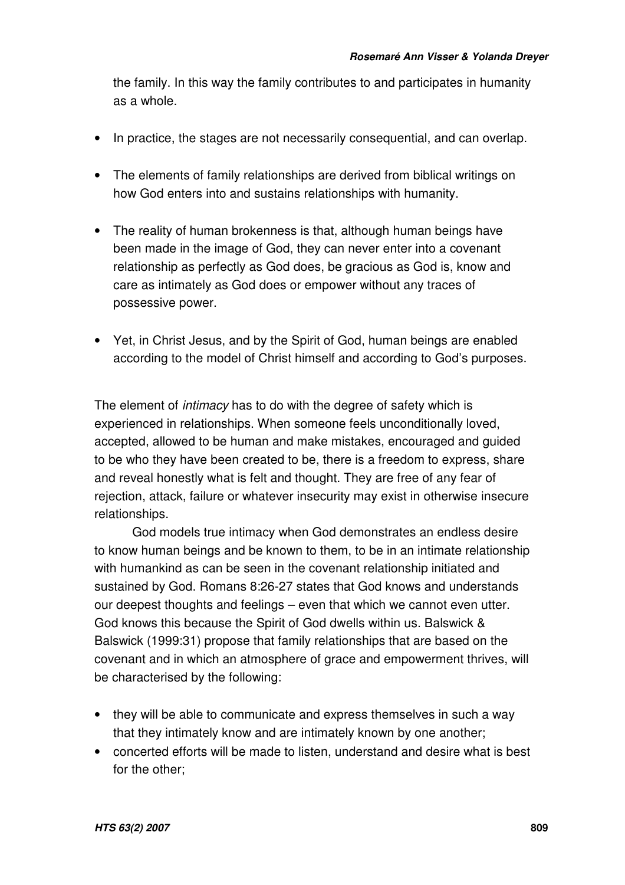the family. In this way the family contributes to and participates in humanity as a whole.

- In practice, the stages are not necessarily consequential, and can overlap.
- The elements of family relationships are derived from biblical writings on how God enters into and sustains relationships with humanity.
- The reality of human brokenness is that, although human beings have been made in the image of God, they can never enter into a covenant relationship as perfectly as God does, be gracious as God is, know and care as intimately as God does or empower without any traces of possessive power.
- Yet, in Christ Jesus, and by the Spirit of God, human beings are enabled according to the model of Christ himself and according to God's purposes.

The element of *intimacy* has to do with the degree of safety which is experienced in relationships. When someone feels unconditionally loved, accepted, allowed to be human and make mistakes, encouraged and guided to be who they have been created to be, there is a freedom to express, share and reveal honestly what is felt and thought. They are free of any fear of rejection, attack, failure or whatever insecurity may exist in otherwise insecure relationships.

God models true intimacy when God demonstrates an endless desire to know human beings and be known to them, to be in an intimate relationship with humankind as can be seen in the covenant relationship initiated and sustained by God. Romans 8:26-27 states that God knows and understands our deepest thoughts and feelings – even that which we cannot even utter. God knows this because the Spirit of God dwells within us. Balswick & Balswick (1999:31) propose that family relationships that are based on the covenant and in which an atmosphere of grace and empowerment thrives, will be characterised by the following:

- they will be able to communicate and express themselves in such a way that they intimately know and are intimately known by one another;
- concerted efforts will be made to listen, understand and desire what is best for the other;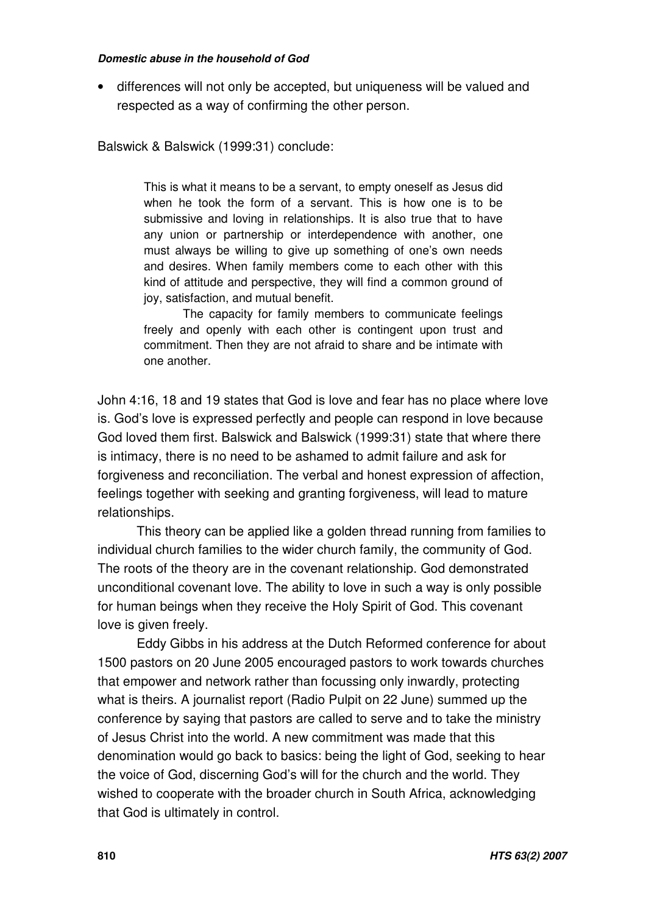- differences will not only be accepted, but uniqueness will be valued and respected as a way of confirming the other person.

Balswick & Balswick (1999:31) conclude:

> This is what it means to be a servant, to empty oneself as Jesus did when he took the form of a servant. This is how one is to be submissive and loving in relationships. It is also true that to have any union or partnership or interdependence with another, one must always be willing to give up something of one's own needs and desires. When family members come to each other with this kind of attitude and perspective, they will find a common ground of joy, satisfaction, and mutual benefit.
>
> The capacity for family members to communicate feelings freely and openly with each other is contingent upon trust and commitment. Then they are not afraid to share and be intimate with one another.

John 4:16, 18 and 19 states that God is love and fear has no place where love is. God's love is expressed perfectly and people can respond in love because God loved them first. Balswick and Balswick (1999:31) state that where there is intimacy, there is no need to be ashamed to admit failure and ask for forgiveness and reconciliation. The verbal and honest expression of affection, feelings together with seeking and granting forgiveness, will lead to mature relationships.

This theory can be applied like a golden thread running from families to individual church families to the wider church family, the community of God. The roots of the theory are in the covenant relationship. God demonstrated unconditional covenant love. The ability to love in such a way is only possible for human beings when they receive the Holy Spirit of God. This covenant love is given freely.

Eddy Gibbs in his address at the Dutch Reformed conference for about 1500 pastors on 20 June 2005 encouraged pastors to work towards churches that empower and network rather than focussing only inwardly, protecting what is theirs. A journalist report (Radio Pulpit on 22 June) summed up the conference by saying that pastors are called to serve and to take the ministry of Jesus Christ into the world. A new commitment was made that this denomination would go back to basics: being the light of God, seeking to hear the voice of God, discerning God's will for the church and the world. They wished to cooperate with the broader church in South Africa, acknowledging that God is ultimately in control.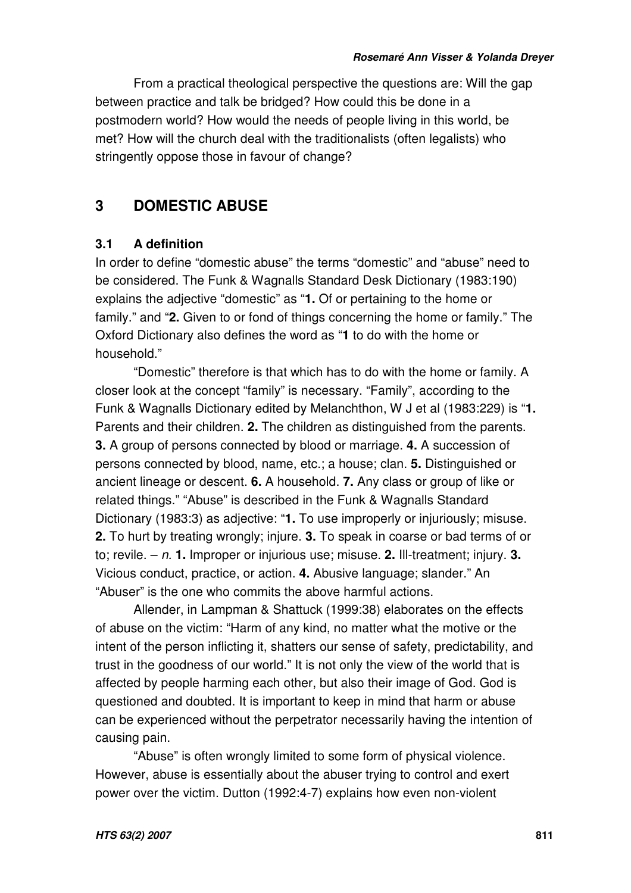From a practical theological perspective the questions are: Will the gap between practice and talk be bridged? How could this be done in a postmodern world? How would the needs of people living in this world, be met? How will the church deal with the traditionalists (often legalists) who stringently oppose those in favour of change?

## 3 DOMESTIC ABUSE

### 3.1 A definition

In order to define "domestic abuse" the terms "domestic" and "abuse" need to be considered. The Funk & Wagnalls Standard Desk Dictionary (1983:190) explains the adjective "domestic" as "**1.** Of or pertaining to the home or family." and "**2.** Given to or fond of things concerning the home or family." The Oxford Dictionary also defines the word as "**1** to do with the home or household."

"Domestic" therefore is that which has to do with the home or family. A closer look at the concept "family" is necessary. "Family", according to the Funk & Wagnalls Dictionary edited by Melanchthon, W J et al (1983:229) is "**1.** Parents and their children. **2.** The children as distinguished from the parents. **3.** A group of persons connected by blood or marriage. **4.** A succession of persons connected by blood, name, etc.; a house; clan. **5.** Distinguished or ancient lineage or descent. **6.** A household. **7.** Any class or group of like or related things." "Abuse" is described in the Funk & Wagnalls Standard Dictionary (1983:3) as adjective: "**1.** To use improperly or injuriously; misuse. **2.** To hurt by treating wrongly; injure. **3.** To speak in coarse or bad terms of or to; revile. – *n.* **1.** Improper or injurious use; misuse. **2.** Ill-treatment; injury. **3.** Vicious conduct, practice, or action. **4.** Abusive language; slander." An "Abuser" is the one who commits the above harmful actions.

Allender, in Lampman & Shattuck (1999:38) elaborates on the effects of abuse on the victim: "Harm of any kind, no matter what the motive or the intent of the person inflicting it, shatters our sense of safety, predictability, and trust in the goodness of our world." It is not only the view of the world that is affected by people harming each other, but also their image of God. God is questioned and doubted. It is important to keep in mind that harm or abuse can be experienced without the perpetrator necessarily having the intention of causing pain.

"Abuse" is often wrongly limited to some form of physical violence. However, abuse is essentially about the abuser trying to control and exert power over the victim. Dutton (1992:4-7) explains how even non-violent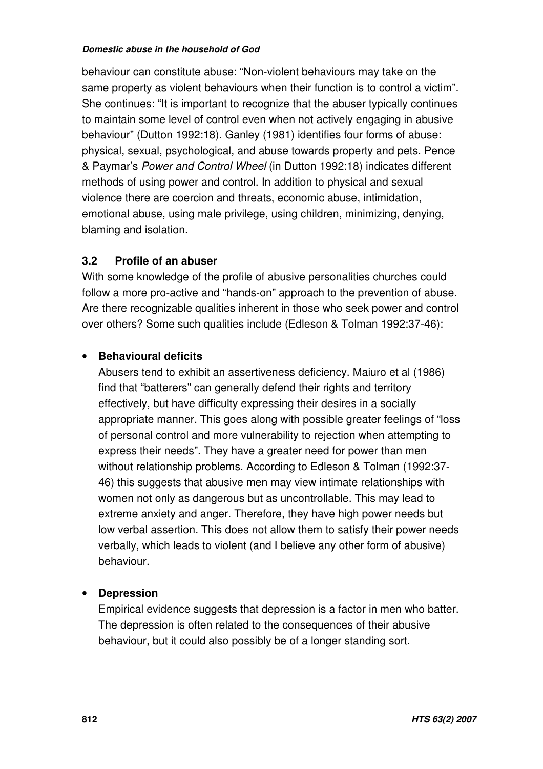behaviour can constitute abuse: "Non-violent behaviours may take on the same property as violent behaviours when their function is to control a victim". She continues: "It is important to recognize that the abuser typically continues to maintain some level of control even when not actively engaging in abusive behaviour" (Dutton 1992:18). Ganley (1981) identifies four forms of abuse: physical, sexual, psychological, and abuse towards property and pets. Pence & Paymar's *Power and Control Wheel* (in Dutton 1992:18) indicates different methods of using power and control. In addition to physical and sexual violence there are coercion and threats, economic abuse, intimidation, emotional abuse, using male privilege, using children, minimizing, denying, blaming and isolation.

### 3.2 Profile of an abuser

With some knowledge of the profile of abusive personalities churches could follow a more pro-active and "hands-on" approach to the prevention of abuse. Are there recognizable qualities inherent in those who seek power and control over others? Some such qualities include (Edleson & Tolman 1992:37-46):

- **Behavioural deficits**

  Abusers tend to exhibit an assertiveness deficiency. Maiuro et al (1986) find that "batterers" can generally defend their rights and territory effectively, but have difficulty expressing their desires in a socially appropriate manner. This goes along with possible greater feelings of "loss of personal control and more vulnerability to rejection when attempting to express their needs". They have a greater need for power than men without relationship problems. According to Edleson & Tolman (1992:37-46) this suggests that abusive men may view intimate relationships with women not only as dangerous but as uncontrollable. This may lead to extreme anxiety and anger. Therefore, they have high power needs but low verbal assertion. This does not allow them to satisfy their power needs verbally, which leads to violent (and I believe any other form of abusive) behaviour.

- **Depression**

  Empirical evidence suggests that depression is a factor in men who batter. The depression is often related to the consequences of their abusive behaviour, but it could also possibly be of a longer standing sort.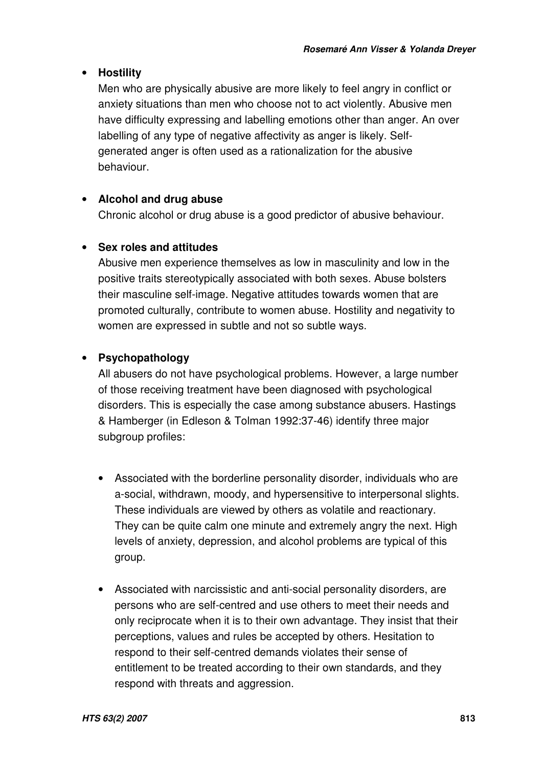- **Hostility**

  Men who are physically abusive are more likely to feel angry in conflict or anxiety situations than men who choose not to act violently. Abusive men have difficulty expressing and labelling emotions other than anger. An over labelling of any type of negative affectivity as anger is likely. Self-generated anger is often used as a rationalization for the abusive behaviour.

- **Alcohol and drug abuse**

  Chronic alcohol or drug abuse is a good predictor of abusive behaviour.

- **Sex roles and attitudes**

  Abusive men experience themselves as low in masculinity and low in the positive traits stereotypically associated with both sexes. Abuse bolsters their masculine self-image. Negative attitudes towards women that are promoted culturally, contribute to women abuse. Hostility and negativity to women are expressed in subtle and not so subtle ways.

- **Psychopathology**

  All abusers do not have psychological problems. However, a large number of those receiving treatment have been diagnosed with psychological disorders. This is especially the case among substance abusers. Hastings & Hamberger (in Edleson & Tolman 1992:37-46) identify three major subgroup profiles:

  - Associated with the borderline personality disorder, individuals who are a-social, withdrawn, moody, and hypersensitive to interpersonal slights. These individuals are viewed by others as volatile and reactionary. They can be quite calm one minute and extremely angry the next. High levels of anxiety, depression, and alcohol problems are typical of this group.

  - Associated with narcissistic and anti-social personality disorders, are persons who are self-centred and use others to meet their needs and only reciprocate when it is to their own advantage. They insist that their perceptions, values and rules be accepted by others. Hesitation to respond to their self-centred demands violates their sense of entitlement to be treated according to their own standards, and they respond with threats and aggression.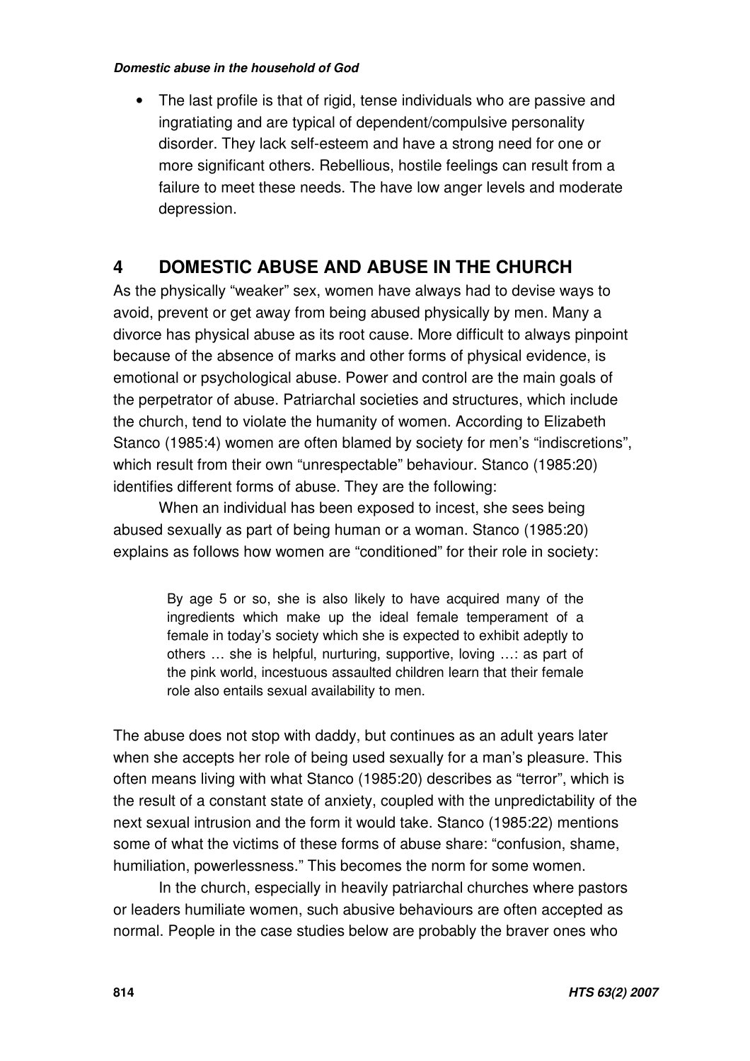- The last profile is that of rigid, tense individuals who are passive and ingratiating and are typical of dependent/compulsive personality disorder. They lack self-esteem and have a strong need for one or more significant others. Rebellious, hostile feelings can result from a failure to meet these needs. The have low anger levels and moderate depression.

## 4 DOMESTIC ABUSE AND ABUSE IN THE CHURCH

As the physically "weaker" sex, women have always had to devise ways to avoid, prevent or get away from being abused physically by men. Many a divorce has physical abuse as its root cause. More difficult to always pinpoint because of the absence of marks and other forms of physical evidence, is emotional or psychological abuse. Power and control are the main goals of the perpetrator of abuse. Patriarchal societies and structures, which include the church, tend to violate the humanity of women. According to Elizabeth Stanco (1985:4) women are often blamed by society for men's "indiscretions", which result from their own "unrespectable" behaviour. Stanco (1985:20) identifies different forms of abuse. They are the following:

When an individual has been exposed to incest, she sees being abused sexually as part of being human or a woman. Stanco (1985:20) explains as follows how women are "conditioned" for their role in society:

> By age 5 or so, she is also likely to have acquired many of the ingredients which make up the ideal female temperament of a female in today's society which she is expected to exhibit adeptly to others … she is helpful, nurturing, supportive, loving …: as part of the pink world, incestuous assaulted children learn that their female role also entails sexual availability to men.

The abuse does not stop with daddy, but continues as an adult years later when she accepts her role of being used sexually for a man's pleasure. This often means living with what Stanco (1985:20) describes as "terror", which is the result of a constant state of anxiety, coupled with the unpredictability of the next sexual intrusion and the form it would take. Stanco (1985:22) mentions some of what the victims of these forms of abuse share: "confusion, shame, humiliation, powerlessness." This becomes the norm for some women.

In the church, especially in heavily patriarchal churches where pastors or leaders humiliate women, such abusive behaviours are often accepted as normal. People in the case studies below are probably the braver ones who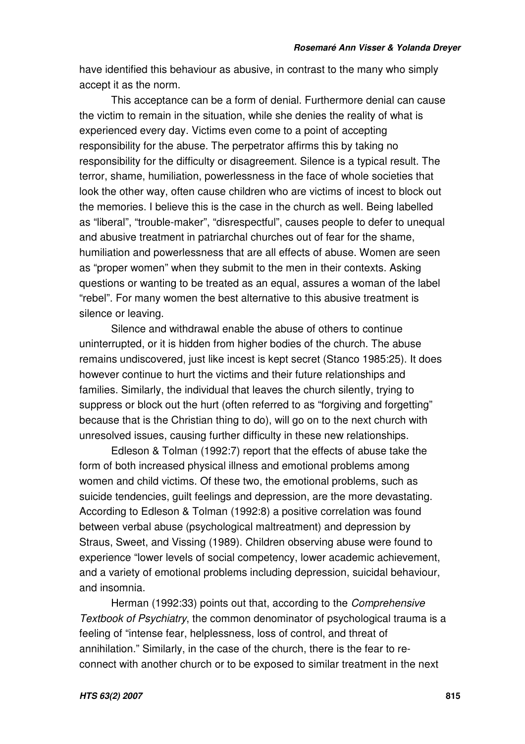have identified this behaviour as abusive, in contrast to the many who simply accept it as the norm.

This acceptance can be a form of denial. Furthermore denial can cause the victim to remain in the situation, while she denies the reality of what is experienced every day. Victims even come to a point of accepting responsibility for the abuse. The perpetrator affirms this by taking no responsibility for the difficulty or disagreement. Silence is a typical result. The terror, shame, humiliation, powerlessness in the face of whole societies that look the other way, often cause children who are victims of incest to block out the memories. I believe this is the case in the church as well. Being labelled as "liberal", "trouble-maker", "disrespectful", causes people to defer to unequal and abusive treatment in patriarchal churches out of fear for the shame, humiliation and powerlessness that are all effects of abuse. Women are seen as "proper women" when they submit to the men in their contexts. Asking questions or wanting to be treated as an equal, assures a woman of the label "rebel". For many women the best alternative to this abusive treatment is silence or leaving.

Silence and withdrawal enable the abuse of others to continue uninterrupted, or it is hidden from higher bodies of the church. The abuse remains undiscovered, just like incest is kept secret (Stanco 1985:25). It does however continue to hurt the victims and their future relationships and families. Similarly, the individual that leaves the church silently, trying to suppress or block out the hurt (often referred to as "forgiving and forgetting" because that is the Christian thing to do), will go on to the next church with unresolved issues, causing further difficulty in these new relationships.

Edleson & Tolman (1992:7) report that the effects of abuse take the form of both increased physical illness and emotional problems among women and child victims. Of these two, the emotional problems, such as suicide tendencies, guilt feelings and depression, are the more devastating. According to Edleson & Tolman (1992:8) a positive correlation was found between verbal abuse (psychological maltreatment) and depression by Straus, Sweet, and Vissing (1989). Children observing abuse were found to experience "lower levels of social competency, lower academic achievement, and a variety of emotional problems including depression, suicidal behaviour, and insomnia.

Herman (1992:33) points out that, according to the *Comprehensive Textbook of Psychiatry*, the common denominator of psychological trauma is a feeling of "intense fear, helplessness, loss of control, and threat of annihilation." Similarly, in the case of the church, there is the fear to re-connect with another church or to be exposed to similar treatment in the next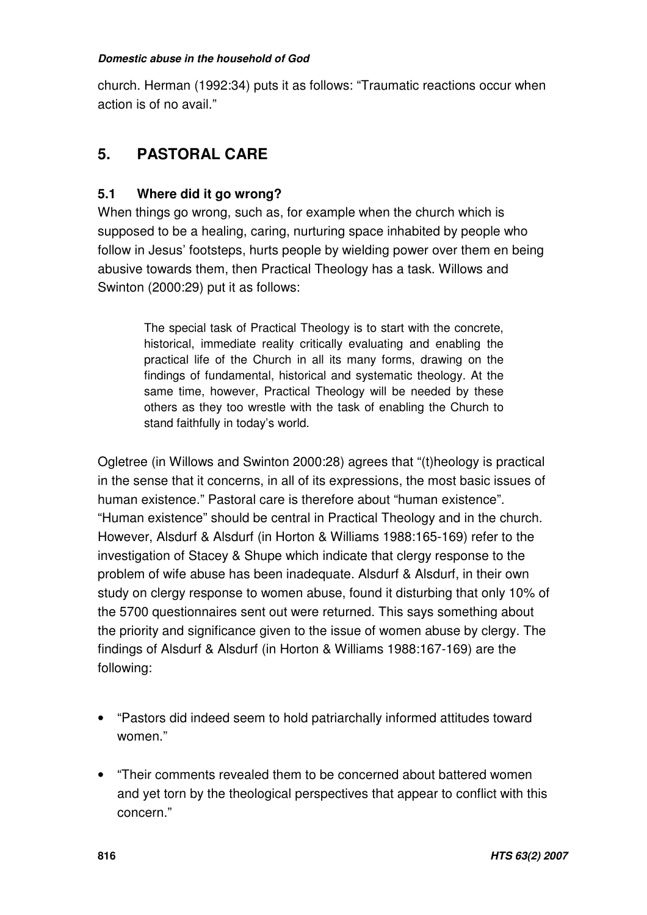church. Herman (1992:34) puts it as follows: “Traumatic reactions occur when action is of no avail.”

## 5. PASTORAL CARE

### 5.1 Where did it go wrong?

When things go wrong, such as, for example when the church which is supposed to be a healing, caring, nurturing space inhabited by people who follow in Jesus’ footsteps, hurts people by wielding power over them en being abusive towards them, then Practical Theology has a task. Willows and Swinton (2000:29) put it as follows:

> The special task of Practical Theology is to start with the concrete, historical, immediate reality critically evaluating and enabling the practical life of the Church in all its many forms, drawing on the findings of fundamental, historical and systematic theology. At the same time, however, Practical Theology will be needed by these others as they too wrestle with the task of enabling the Church to stand faithfully in today’s world.

Ogletree (in Willows and Swinton 2000:28) agrees that “(t)heology is practical in the sense that it concerns, in all of its expressions, the most basic issues of human existence.” Pastoral care is therefore about “human existence”. “Human existence” should be central in Practical Theology and in the church. However, Alsdurf & Alsdurf (in Horton & Williams 1988:165-169) refer to the investigation of Stacey & Shupe which indicate that clergy response to the problem of wife abuse has been inadequate. Alsdurf & Alsdurf, in their own study on clergy response to women abuse, found it disturbing that only 10% of the 5700 questionnaires sent out were returned. This says something about the priority and significance given to the issue of women abuse by clergy. The findings of Alsdurf & Alsdurf (in Horton & Williams 1988:167-169) are the following:

- “Pastors did indeed seem to hold patriarchally informed attitudes toward women.”
- “Their comments revealed them to be concerned about battered women and yet torn by the theological perspectives that appear to conflict with this concern.”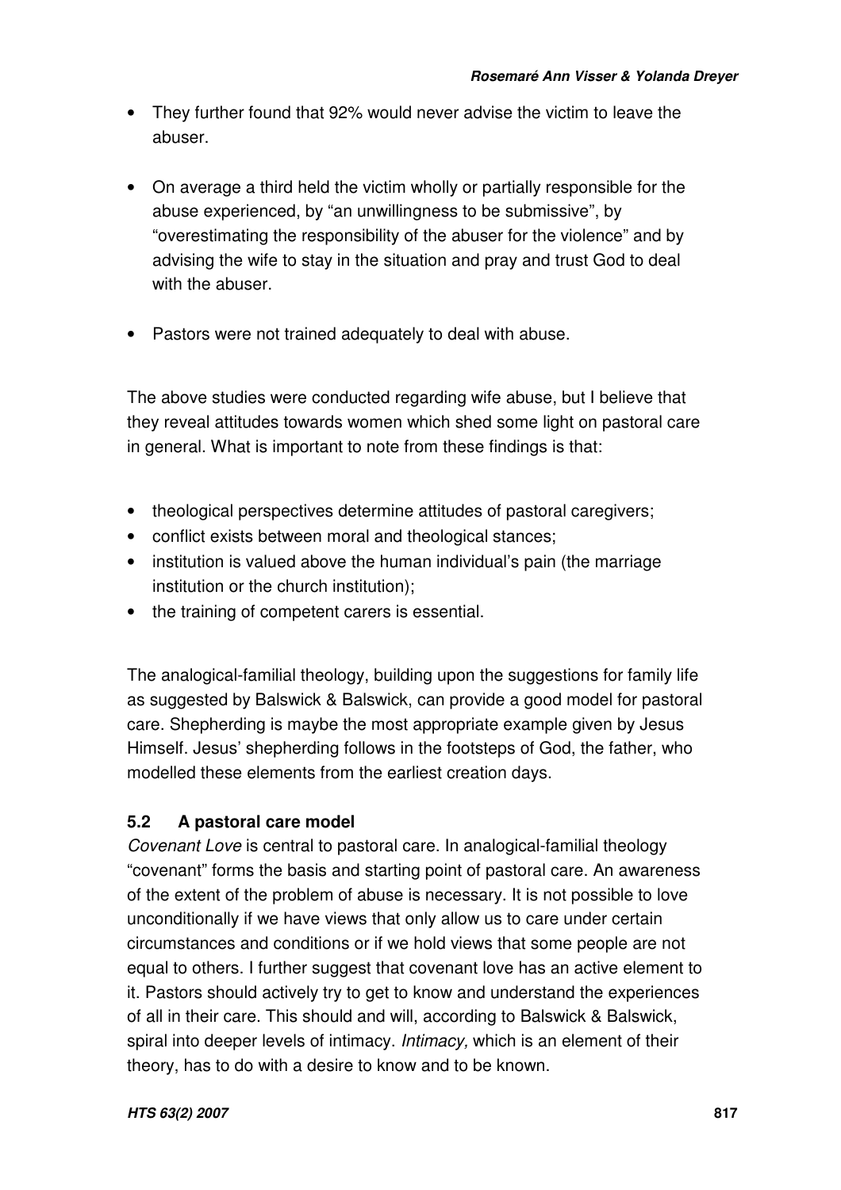- They further found that 92% would never advise the victim to leave the abuser.

- On average a third held the victim wholly or partially responsible for the abuse experienced, by "an unwillingness to be submissive", by "overestimating the responsibility of the abuser for the violence" and by advising the wife to stay in the situation and pray and trust God to deal with the abuser.

- Pastors were not trained adequately to deal with abuse.

The above studies were conducted regarding wife abuse, but I believe that they reveal attitudes towards women which shed some light on pastoral care in general. What is important to note from these findings is that:

- theological perspectives determine attitudes of pastoral caregivers;
- conflict exists between moral and theological stances;
- institution is valued above the human individual's pain (the marriage institution or the church institution);
- the training of competent carers is essential.

The analogical-familial theology, building upon the suggestions for family life as suggested by Balswick & Balswick, can provide a good model for pastoral care. Shepherding is maybe the most appropriate example given by Jesus Himself. Jesus' shepherding follows in the footsteps of God, the father, who modelled these elements from the earliest creation days.

### 5.2 A pastoral care model

*Covenant Love* is central to pastoral care. In analogical-familial theology "covenant" forms the basis and starting point of pastoral care. An awareness of the extent of the problem of abuse is necessary. It is not possible to love unconditionally if we have views that only allow us to care under certain circumstances and conditions or if we hold views that some people are not equal to others. I further suggest that covenant love has an active element to it. Pastors should actively try to get to know and understand the experiences of all in their care. This should and will, according to Balswick & Balswick, spiral into deeper levels of intimacy. *Intimacy,* which is an element of their theory, has to do with a desire to know and to be known.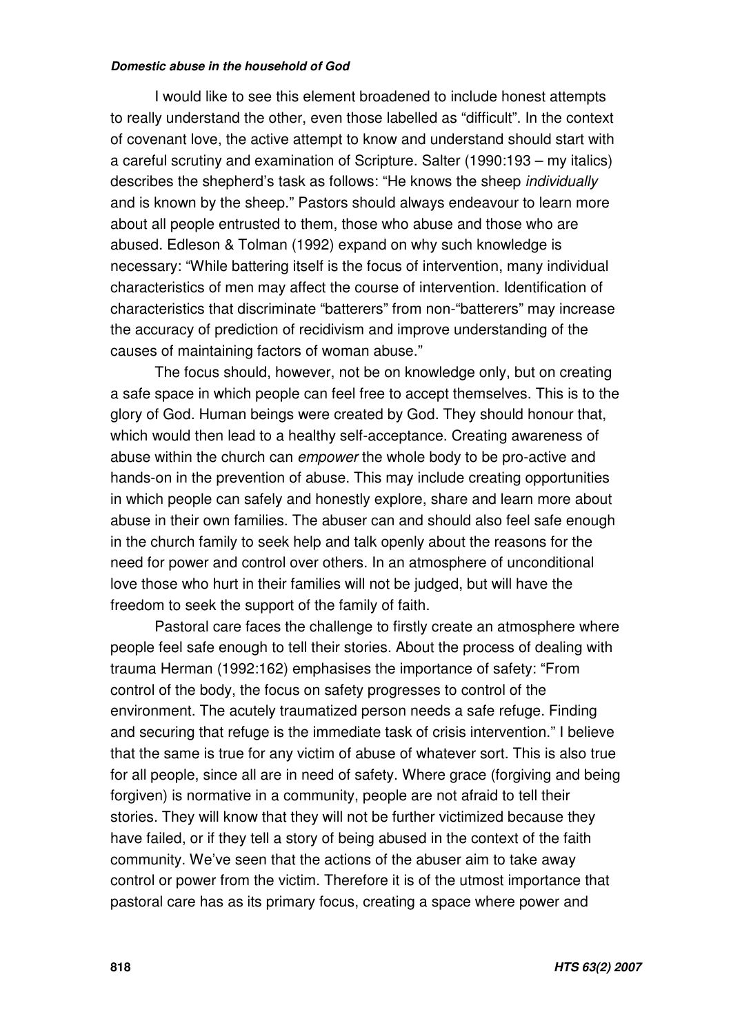I would like to see this element broadened to include honest attempts to really understand the other, even those labelled as "difficult". In the context of covenant love, the active attempt to know and understand should start with a careful scrutiny and examination of Scripture. Salter (1990:193 – my italics) describes the shepherd's task as follows: "He knows the sheep *individually* and is known by the sheep." Pastors should always endeavour to learn more about all people entrusted to them, those who abuse and those who are abused. Edleson & Tolman (1992) expand on why such knowledge is necessary: "While battering itself is the focus of intervention, many individual characteristics of men may affect the course of intervention. Identification of characteristics that discriminate "batterers" from non-"batterers" may increase the accuracy of prediction of recidivism and improve understanding of the causes of maintaining factors of woman abuse."

The focus should, however, not be on knowledge only, but on creating a safe space in which people can feel free to accept themselves. This is to the glory of God. Human beings were created by God. They should honour that, which would then lead to a healthy self-acceptance. Creating awareness of abuse within the church can *empower* the whole body to be pro-active and hands-on in the prevention of abuse. This may include creating opportunities in which people can safely and honestly explore, share and learn more about abuse in their own families. The abuser can and should also feel safe enough in the church family to seek help and talk openly about the reasons for the need for power and control over others. In an atmosphere of unconditional love those who hurt in their families will not be judged, but will have the freedom to seek the support of the family of faith.

Pastoral care faces the challenge to firstly create an atmosphere where people feel safe enough to tell their stories. About the process of dealing with trauma Herman (1992:162) emphasises the importance of safety: "From control of the body, the focus on safety progresses to control of the environment. The acutely traumatized person needs a safe refuge. Finding and securing that refuge is the immediate task of crisis intervention." I believe that the same is true for any victim of abuse of whatever sort. This is also true for all people, since all are in need of safety. Where grace (forgiving and being forgiven) is normative in a community, people are not afraid to tell their stories. They will know that they will not be further victimized because they have failed, or if they tell a story of being abused in the context of the faith community. We've seen that the actions of the abuser aim to take away control or power from the victim. Therefore it is of the utmost importance that pastoral care has as its primary focus, creating a space where power and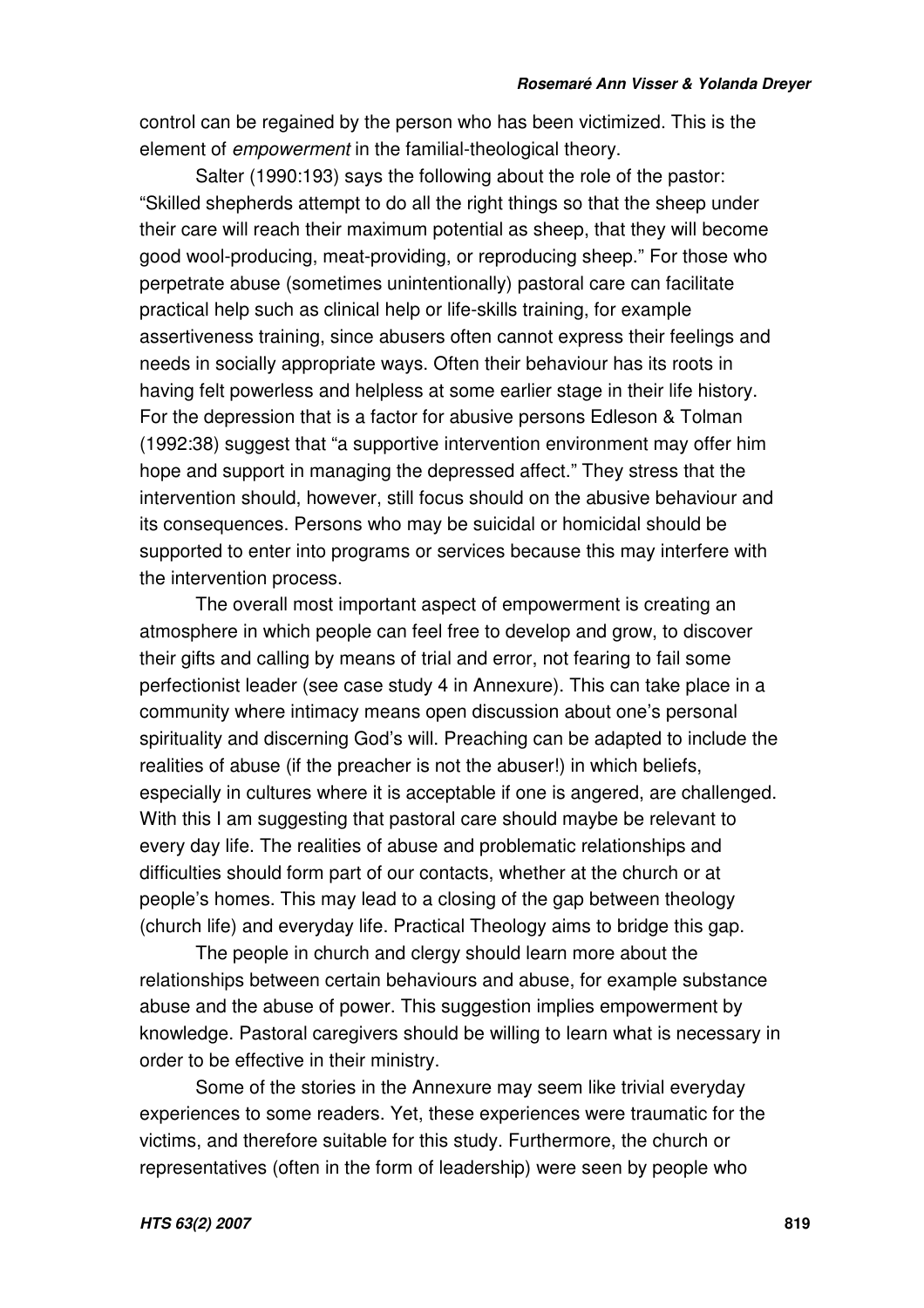control can be regained by the person who has been victimized. This is the element of *empowerment* in the familial-theological theory.

Salter (1990:193) says the following about the role of the pastor: "Skilled shepherds attempt to do all the right things so that the sheep under their care will reach their maximum potential as sheep, that they will become good wool-producing, meat-providing, or reproducing sheep." For those who perpetrate abuse (sometimes unintentionally) pastoral care can facilitate practical help such as clinical help or life-skills training, for example assertiveness training, since abusers often cannot express their feelings and needs in socially appropriate ways. Often their behaviour has its roots in having felt powerless and helpless at some earlier stage in their life history. For the depression that is a factor for abusive persons Edleson & Tolman (1992:38) suggest that "a supportive intervention environment may offer him hope and support in managing the depressed affect." They stress that the intervention should, however, still focus should on the abusive behaviour and its consequences. Persons who may be suicidal or homicidal should be supported to enter into programs or services because this may interfere with the intervention process.

The overall most important aspect of empowerment is creating an atmosphere in which people can feel free to develop and grow, to discover their gifts and calling by means of trial and error, not fearing to fail some perfectionist leader (see case study 4 in Annexure). This can take place in a community where intimacy means open discussion about one's personal spirituality and discerning God's will. Preaching can be adapted to include the realities of abuse (if the preacher is not the abuser!) in which beliefs, especially in cultures where it is acceptable if one is angered, are challenged. With this I am suggesting that pastoral care should maybe be relevant to every day life. The realities of abuse and problematic relationships and difficulties should form part of our contacts, whether at the church or at people's homes. This may lead to a closing of the gap between theology (church life) and everyday life. Practical Theology aims to bridge this gap.

The people in church and clergy should learn more about the relationships between certain behaviours and abuse, for example substance abuse and the abuse of power. This suggestion implies empowerment by knowledge. Pastoral caregivers should be willing to learn what is necessary in order to be effective in their ministry.

Some of the stories in the Annexure may seem like trivial everyday experiences to some readers. Yet, these experiences were traumatic for the victims, and therefore suitable for this study. Furthermore, the church or representatives (often in the form of leadership) were seen by people who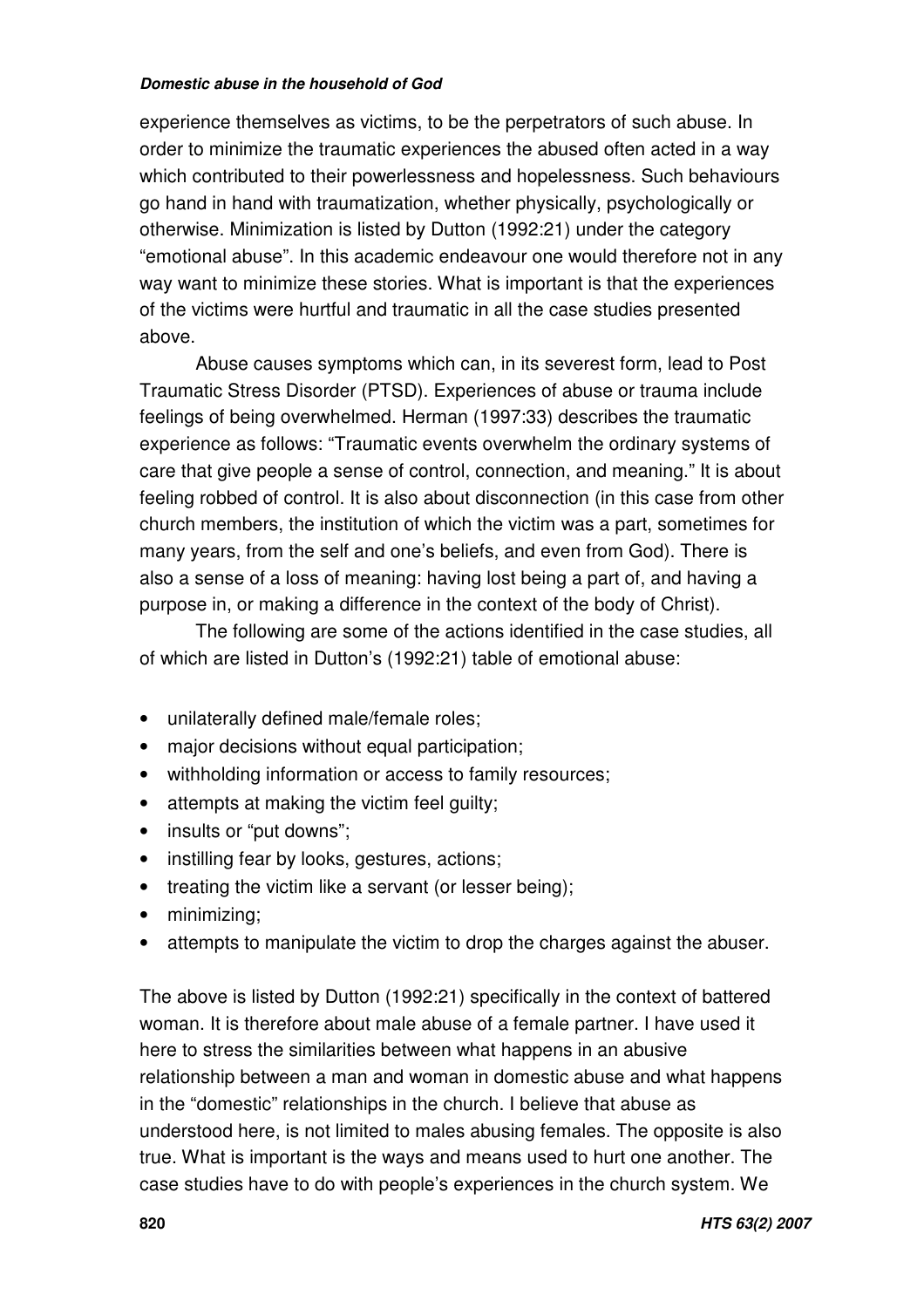experience themselves as victims, to be the perpetrators of such abuse. In order to minimize the traumatic experiences the abused often acted in a way which contributed to their powerlessness and hopelessness. Such behaviours go hand in hand with traumatization, whether physically, psychologically or otherwise. Minimization is listed by Dutton (1992:21) under the category "emotional abuse". In this academic endeavour one would therefore not in any way want to minimize these stories. What is important is that the experiences of the victims were hurtful and traumatic in all the case studies presented above.

Abuse causes symptoms which can, in its severest form, lead to Post Traumatic Stress Disorder (PTSD). Experiences of abuse or trauma include feelings of being overwhelmed. Herman (1997:33) describes the traumatic experience as follows: "Traumatic events overwhelm the ordinary systems of care that give people a sense of control, connection, and meaning." It is about feeling robbed of control. It is also about disconnection (in this case from other church members, the institution of which the victim was a part, sometimes for many years, from the self and one's beliefs, and even from God). There is also a sense of a loss of meaning: having lost being a part of, and having a purpose in, or making a difference in the context of the body of Christ).

The following are some of the actions identified in the case studies, all of which are listed in Dutton's (1992:21) table of emotional abuse:

- unilaterally defined male/female roles;
- major decisions without equal participation;
- withholding information or access to family resources;
- attempts at making the victim feel guilty;
- insults or "put downs";
- instilling fear by looks, gestures, actions;
- treating the victim like a servant (or lesser being);
- minimizing;
- attempts to manipulate the victim to drop the charges against the abuser.

The above is listed by Dutton (1992:21) specifically in the context of battered woman. It is therefore about male abuse of a female partner. I have used it here to stress the similarities between what happens in an abusive relationship between a man and woman in domestic abuse and what happens in the "domestic" relationships in the church. I believe that abuse as understood here, is not limited to males abusing females. The opposite is also true. What is important is the ways and means used to hurt one another. The case studies have to do with people's experiences in the church system. We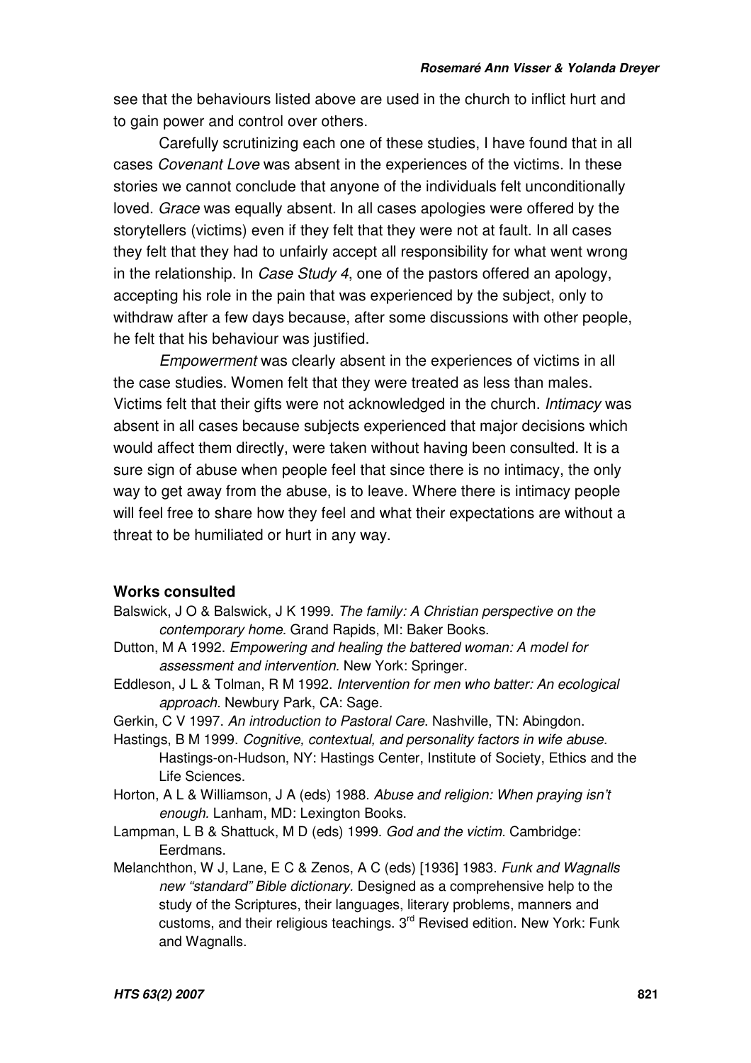see that the behaviours listed above are used in the church to inflict hurt and to gain power and control over others.

Carefully scrutinizing each one of these studies, I have found that in all cases *Covenant Love* was absent in the experiences of the victims. In these stories we cannot conclude that anyone of the individuals felt unconditionally loved. *Grace* was equally absent. In all cases apologies were offered by the storytellers (victims) even if they felt that they were not at fault. In all cases they felt that they had to unfairly accept all responsibility for what went wrong in the relationship. In *Case Study 4*, one of the pastors offered an apology, accepting his role in the pain that was experienced by the subject, only to withdraw after a few days because, after some discussions with other people, he felt that his behaviour was justified.

*Empowerment* was clearly absent in the experiences of victims in all the case studies. Women felt that they were treated as less than males. Victims felt that their gifts were not acknowledged in the church. *Intimacy* was absent in all cases because subjects experienced that major decisions which would affect them directly, were taken without having been consulted. It is a sure sign of abuse when people feel that since there is no intimacy, the only way to get away from the abuse, is to leave. Where there is intimacy people will feel free to share how they feel and what their expectations are without a threat to be humiliated or hurt in any way.

## Works consulted

Balswick, J O & Balswick, J K 1999. *The family: A Christian perspective on the contemporary home.* Grand Rapids, MI: Baker Books.

Dutton, M A 1992. *Empowering and healing the battered woman: A model for assessment and intervention.* New York: Springer.

Eddleson, J L & Tolman, R M 1992. *Intervention for men who batter: An ecological approach.* Newbury Park, CA: Sage.

Gerkin, C V 1997. *An introduction to Pastoral Care.* Nashville, TN: Abingdon.

Hastings, B M 1999. *Cognitive, contextual, and personality factors in wife abuse.* Hastings-on-Hudson, NY: Hastings Center, Institute of Society, Ethics and the Life Sciences.

Horton, A L & Williamson, J A (eds) 1988. *Abuse and religion: When praying isn't enough.* Lanham, MD: Lexington Books.

Lampman, L B & Shattuck, M D (eds) 1999. *God and the victim.* Cambridge: Eerdmans.

Melanchthon, W J, Lane, E C & Zenos, A C (eds) [1936] 1983. *Funk and Wagnalls new "standard" Bible dictionary.* Designed as a comprehensive help to the study of the Scriptures, their languages, literary problems, manners and customs, and their religious teachings. 3rd Revised edition. New York: Funk and Wagnalls.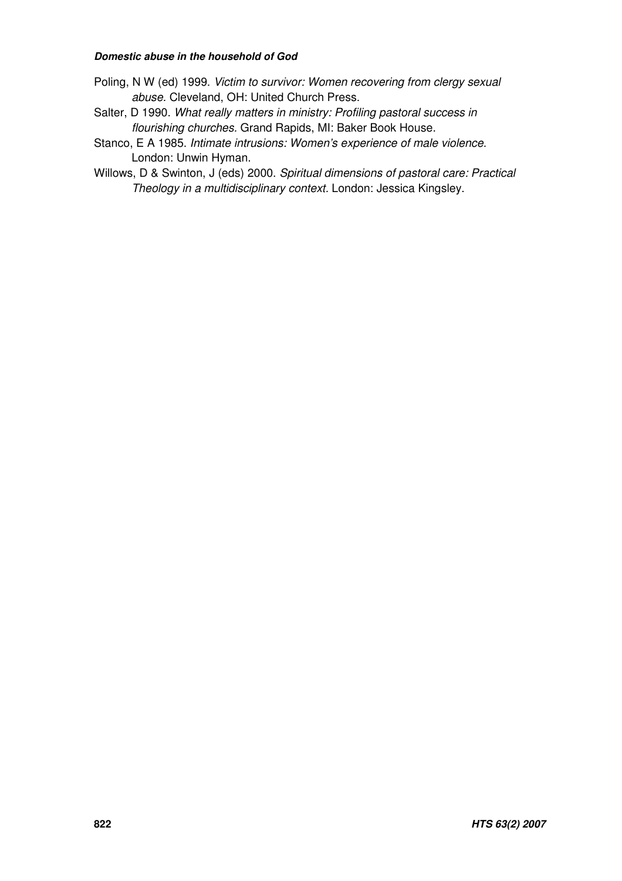Poling, N W (ed) 1999. *Victim to survivor: Women recovering from clergy sexual abuse.* Cleveland, OH: United Church Press.

Salter, D 1990. *What really matters in ministry: Profiling pastoral success in flourishing churches.* Grand Rapids, MI: Baker Book House.

Stanco, E A 1985. *Intimate intrusions: Women's experience of male violence.* London: Unwin Hyman.

Willows, D & Swinton, J (eds) 2000. *Spiritual dimensions of pastoral care: Practical Theology in a multidisciplinary context.* London: Jessica Kingsley.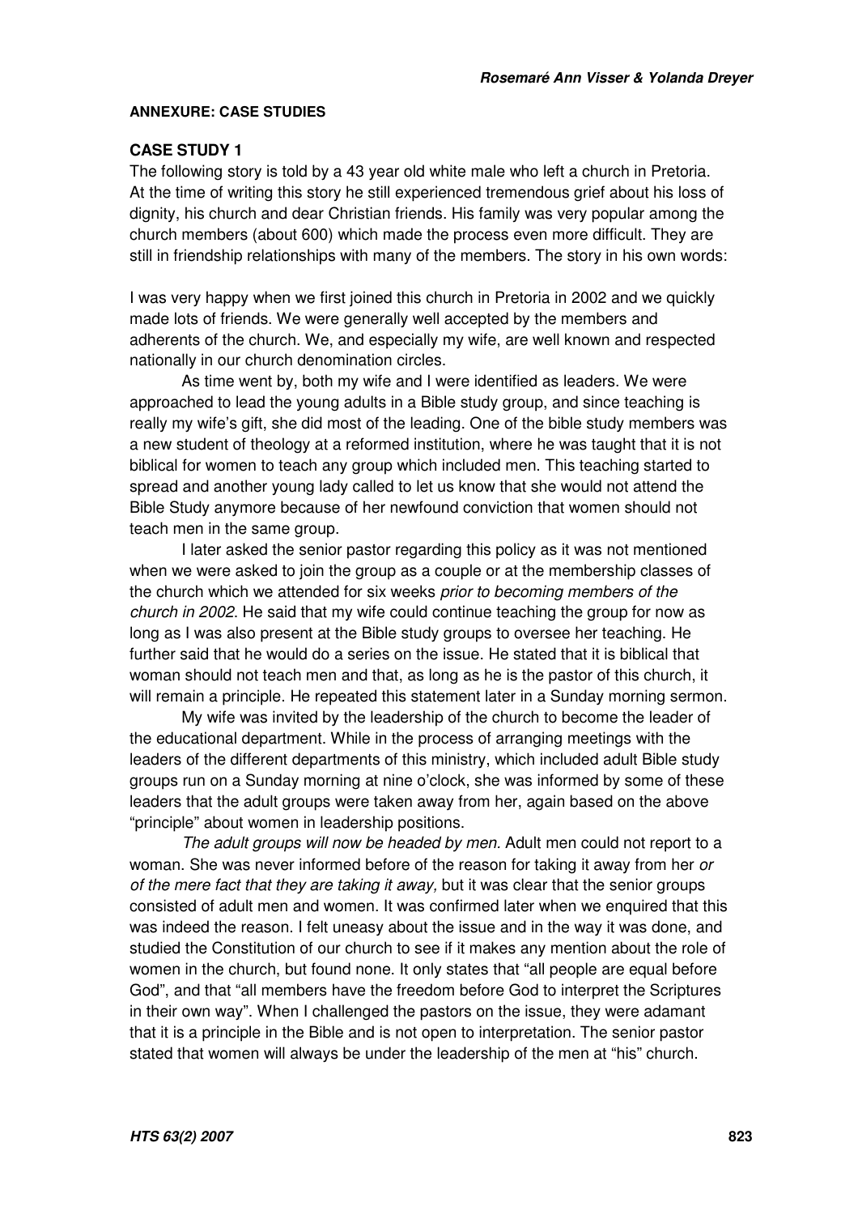**ANNEXURE: CASE STUDIES**

**CASE STUDY 1**

The following story is told by a 43 year old white male who left a church in Pretoria. At the time of writing this story he still experienced tremendous grief about his loss of dignity, his church and dear Christian friends. His family was very popular among the church members (about 600) which made the process even more difficult. They are still in friendship relationships with many of the members. The story in his own words:

I was very happy when we first joined this church in Pretoria in 2002 and we quickly made lots of friends. We were generally well accepted by the members and adherents of the church. We, and especially my wife, are well known and respected nationally in our church denomination circles.

As time went by, both my wife and I were identified as leaders. We were approached to lead the young adults in a Bible study group, and since teaching is really my wife's gift, she did most of the leading. One of the bible study members was a new student of theology at a reformed institution, where he was taught that it is not biblical for women to teach any group which included men. This teaching started to spread and another young lady called to let us know that she would not attend the Bible Study anymore because of her newfound conviction that women should not teach men in the same group.

I later asked the senior pastor regarding this policy as it was not mentioned when we were asked to join the group as a couple or at the membership classes of the church which we attended for six weeks *prior to becoming members of the church in 2002*. He said that my wife could continue teaching the group for now as long as I was also present at the Bible study groups to oversee her teaching. He further said that he would do a series on the issue. He stated that it is biblical that woman should not teach men and that, as long as he is the pastor of this church, it will remain a principle. He repeated this statement later in a Sunday morning sermon.

My wife was invited by the leadership of the church to become the leader of the educational department. While in the process of arranging meetings with the leaders of the different departments of this ministry, which included adult Bible study groups run on a Sunday morning at nine o'clock, she was informed by some of these leaders that the adult groups were taken away from her, again based on the above "principle" about women in leadership positions.

*The adult groups will now be headed by men.* Adult men could not report to a woman. She was never informed before of the reason for taking it away from her *or of the mere fact that they are taking it away,* but it was clear that the senior groups consisted of adult men and women. It was confirmed later when we enquired that this was indeed the reason. I felt uneasy about the issue and in the way it was done, and studied the Constitution of our church to see if it makes any mention about the role of women in the church, but found none. It only states that "all people are equal before God", and that "all members have the freedom before God to interpret the Scriptures in their own way". When I challenged the pastors on the issue, they were adamant that it is a principle in the Bible and is not open to interpretation. The senior pastor stated that women will always be under the leadership of the men at "his" church.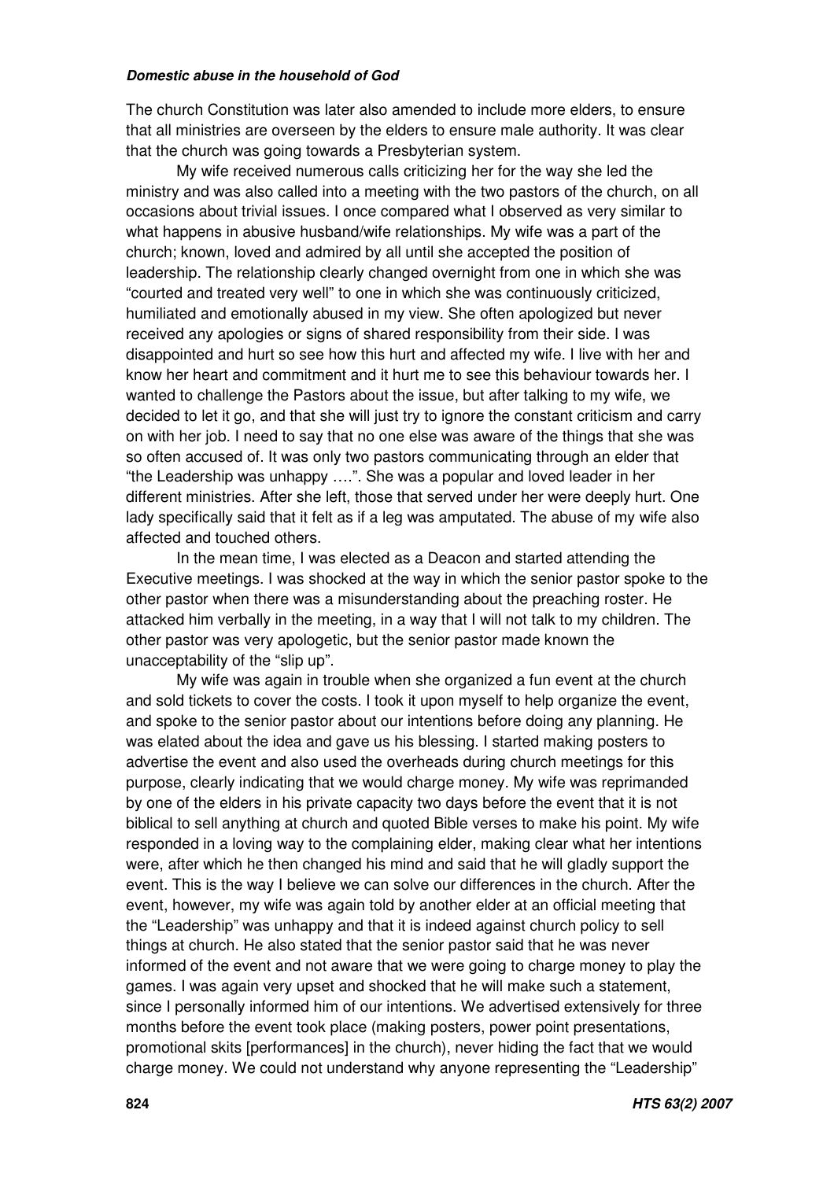The church Constitution was later also amended to include more elders, to ensure that all ministries are overseen by the elders to ensure male authority. It was clear that the church was going towards a Presbyterian system.

My wife received numerous calls criticizing her for the way she led the ministry and was also called into a meeting with the two pastors of the church, on all occasions about trivial issues. I once compared what I observed as very similar to what happens in abusive husband/wife relationships. My wife was a part of the church; known, loved and admired by all until she accepted the position of leadership. The relationship clearly changed overnight from one in which she was "courted and treated very well" to one in which she was continuously criticized, humiliated and emotionally abused in my view. She often apologized but never received any apologies or signs of shared responsibility from their side. I was disappointed and hurt so see how this hurt and affected my wife. I live with her and know her heart and commitment and it hurt me to see this behaviour towards her. I wanted to challenge the Pastors about the issue, but after talking to my wife, we decided to let it go, and that she will just try to ignore the constant criticism and carry on with her job. I need to say that no one else was aware of the things that she was so often accused of. It was only two pastors communicating through an elder that "the Leadership was unhappy ….". She was a popular and loved leader in her different ministries. After she left, those that served under her were deeply hurt. One lady specifically said that it felt as if a leg was amputated. The abuse of my wife also affected and touched others.

In the mean time, I was elected as a Deacon and started attending the Executive meetings. I was shocked at the way in which the senior pastor spoke to the other pastor when there was a misunderstanding about the preaching roster. He attacked him verbally in the meeting, in a way that I will not talk to my children. The other pastor was very apologetic, but the senior pastor made known the unacceptability of the "slip up".

My wife was again in trouble when she organized a fun event at the church and sold tickets to cover the costs. I took it upon myself to help organize the event, and spoke to the senior pastor about our intentions before doing any planning. He was elated about the idea and gave us his blessing. I started making posters to advertise the event and also used the overheads during church meetings for this purpose, clearly indicating that we would charge money. My wife was reprimanded by one of the elders in his private capacity two days before the event that it is not biblical to sell anything at church and quoted Bible verses to make his point. My wife responded in a loving way to the complaining elder, making clear what her intentions were, after which he then changed his mind and said that he will gladly support the event. This is the way I believe we can solve our differences in the church. After the event, however, my wife was again told by another elder at an official meeting that the "Leadership" was unhappy and that it is indeed against church policy to sell things at church. He also stated that the senior pastor said that he was never informed of the event and not aware that we were going to charge money to play the games. I was again very upset and shocked that he will make such a statement, since I personally informed him of our intentions. We advertised extensively for three months before the event took place (making posters, power point presentations, promotional skits [performances] in the church), never hiding the fact that we would charge money. We could not understand why anyone representing the "Leadership"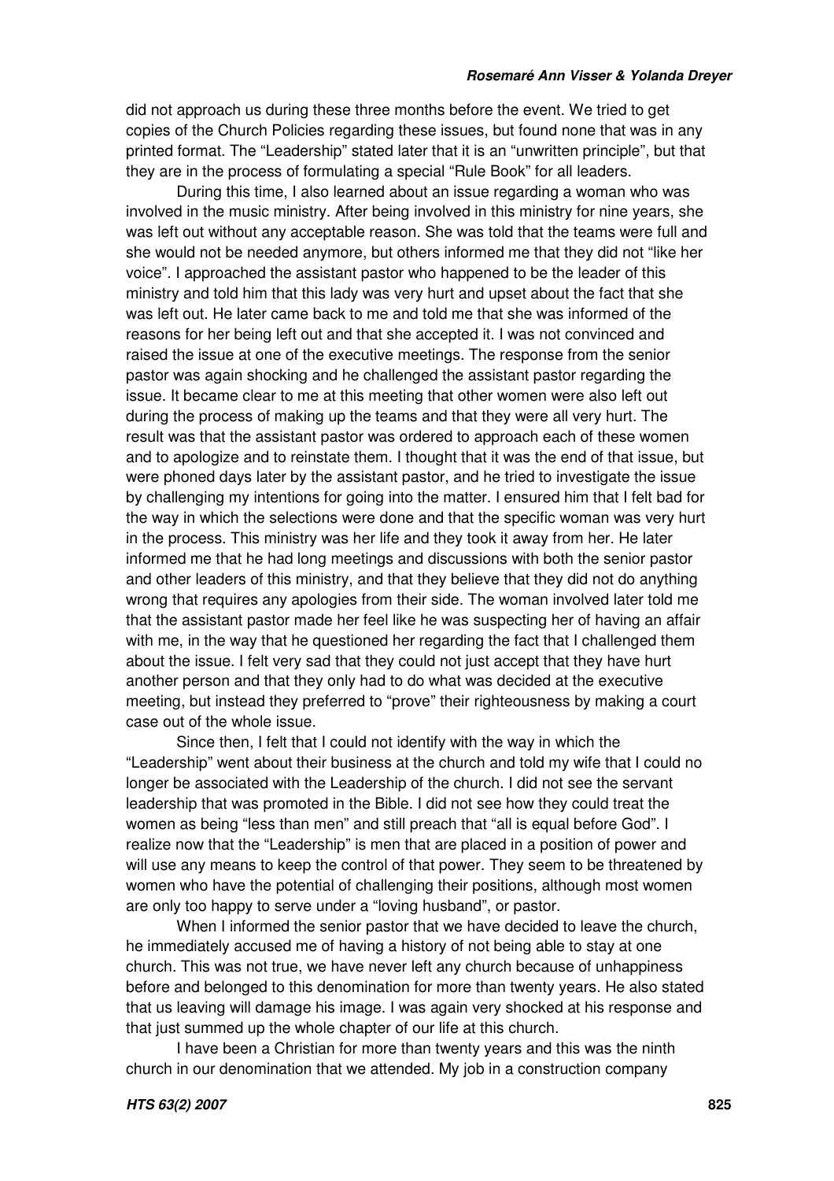did not approach us during these three months before the event. We tried to get copies of the Church Policies regarding these issues, but found none that was in any printed format. The "Leadership" stated later that it is an "unwritten principle", but that they are in the process of formulating a special "Rule Book" for all leaders.

During this time, I also learned about an issue regarding a woman who was involved in the music ministry. After being involved in this ministry for nine years, she was left out without any acceptable reason. She was told that the teams were full and she would not be needed anymore, but others informed me that they did not "like her voice". I approached the assistant pastor who happened to be the leader of this ministry and told him that this lady was very hurt and upset about the fact that she was left out. He later came back to me and told me that she was informed of the reasons for her being left out and that she accepted it. I was not convinced and raised the issue at one of the executive meetings. The response from the senior pastor was again shocking and he challenged the assistant pastor regarding the issue. It became clear to me at this meeting that other women were also left out during the process of making up the teams and that they were all very hurt. The result was that the assistant pastor was ordered to approach each of these women and to apologize and to reinstate them. I thought that it was the end of that issue, but were phoned days later by the assistant pastor, and he tried to investigate the issue by challenging my intentions for going into the matter. I ensured him that I felt bad for the way in which the selections were done and that the specific woman was very hurt in the process. This ministry was her life and they took it away from her. He later informed me that he had long meetings and discussions with both the senior pastor and other leaders of this ministry, and that they believe that they did not do anything wrong that requires any apologies from their side. The woman involved later told me that the assistant pastor made her feel like he was suspecting her of having an affair with me, in the way that he questioned her regarding the fact that I challenged them about the issue. I felt very sad that they could not just accept that they have hurt another person and that they only had to do what was decided at the executive meeting, but instead they preferred to "prove" their righteousness by making a court case out of the whole issue.

Since then, I felt that I could not identify with the way in which the "Leadership" went about their business at the church and told my wife that I could no longer be associated with the Leadership of the church. I did not see the servant leadership that was promoted in the Bible. I did not see how they could treat the women as being "less than men" and still preach that "all is equal before God". I realize now that the "Leadership" is men that are placed in a position of power and will use any means to keep the control of that power. They seem to be threatened by women who have the potential of challenging their positions, although most women are only too happy to serve under a "loving husband", or pastor.

When I informed the senior pastor that we have decided to leave the church, he immediately accused me of having a history of not being able to stay at one church. This was not true, we have never left any church because of unhappiness before and belonged to this denomination for more than twenty years. He also stated that us leaving will damage his image. I was again very shocked at his response and that just summed up the whole chapter of our life at this church.

I have been a Christian for more than twenty years and this was the ninth church in our denomination that we attended. My job in a construction company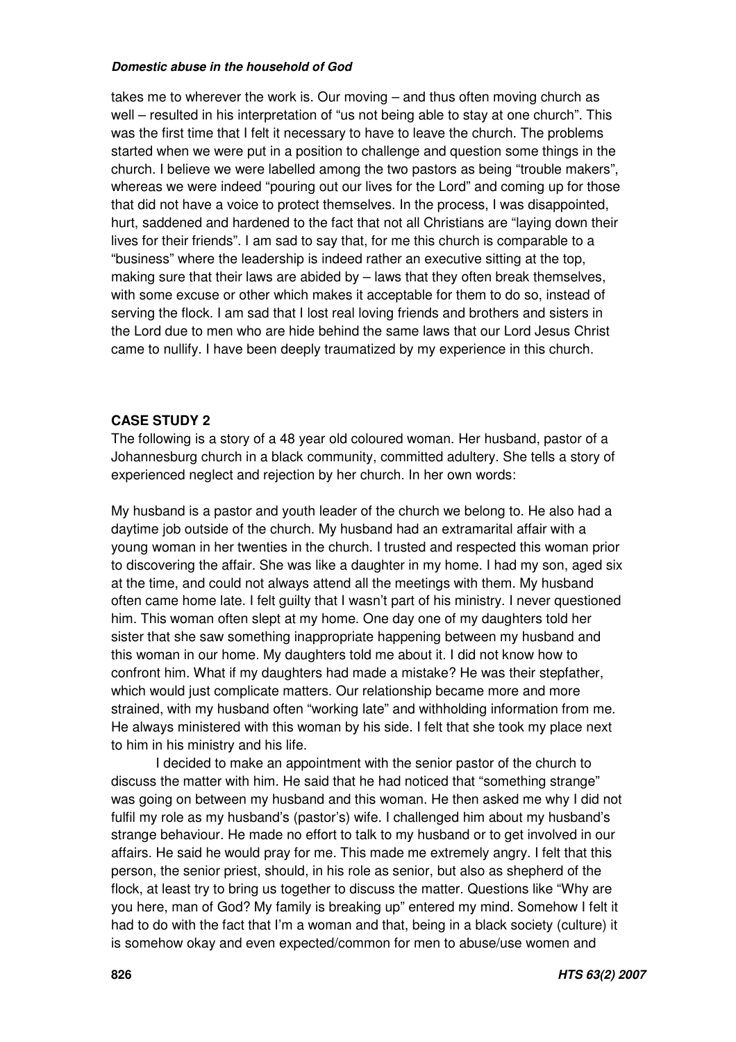takes me to wherever the work is. Our moving – and thus often moving church as well – resulted in his interpretation of "us not being able to stay at one church". This was the first time that I felt it necessary to have to leave the church. The problems started when we were put in a position to challenge and question some things in the church. I believe we were labelled among the two pastors as being "trouble makers", whereas we were indeed "pouring out our lives for the Lord" and coming up for those that did not have a voice to protect themselves. In the process, I was disappointed, hurt, saddened and hardened to the fact that not all Christians are "laying down their lives for their friends". I am sad to say that, for me this church is comparable to a "business" where the leadership is indeed rather an executive sitting at the top, making sure that their laws are abided by – laws that they often break themselves, with some excuse or other which makes it acceptable for them to do so, instead of serving the flock. I am sad that I lost real loving friends and brothers and sisters in the Lord due to men who are hide behind the same laws that our Lord Jesus Christ came to nullify. I have been deeply traumatized by my experience in this church.

**CASE STUDY 2**

The following is a story of a 48 year old coloured woman. Her husband, pastor of a Johannesburg church in a black community, committed adultery. She tells a story of experienced neglect and rejection by her church. In her own words:

My husband is a pastor and youth leader of the church we belong to. He also had a daytime job outside of the church. My husband had an extramarital affair with a young woman in her twenties in the church. I trusted and respected this woman prior to discovering the affair. She was like a daughter in my home. I had my son, aged six at the time, and could not always attend all the meetings with them. My husband often came home late. I felt guilty that I wasn't part of his ministry. I never questioned him. This woman often slept at my home. One day one of my daughters told her sister that she saw something inappropriate happening between my husband and this woman in our home. My daughters told me about it. I did not know how to confront him. What if my daughters had made a mistake? He was their stepfather, which would just complicate matters. Our relationship became more and more strained, with my husband often "working late" and withholding information from me. He always ministered with this woman by his side. I felt that she took my place next to him in his ministry and his life.

I decided to make an appointment with the senior pastor of the church to discuss the matter with him. He said that he had noticed that "something strange" was going on between my husband and this woman. He then asked me why I did not fulfil my role as my husband's (pastor's) wife. I challenged him about my husband's strange behaviour. He made no effort to talk to my husband or to get involved in our affairs. He said he would pray for me. This made me extremely angry. I felt that this person, the senior priest, should, in his role as senior, but also as shepherd of the flock, at least try to bring us together to discuss the matter. Questions like "Why are you here, man of God? My family is breaking up" entered my mind. Somehow I felt it had to do with the fact that I'm a woman and that, being in a black society (culture) it is somehow okay and even expected/common for men to abuse/use women and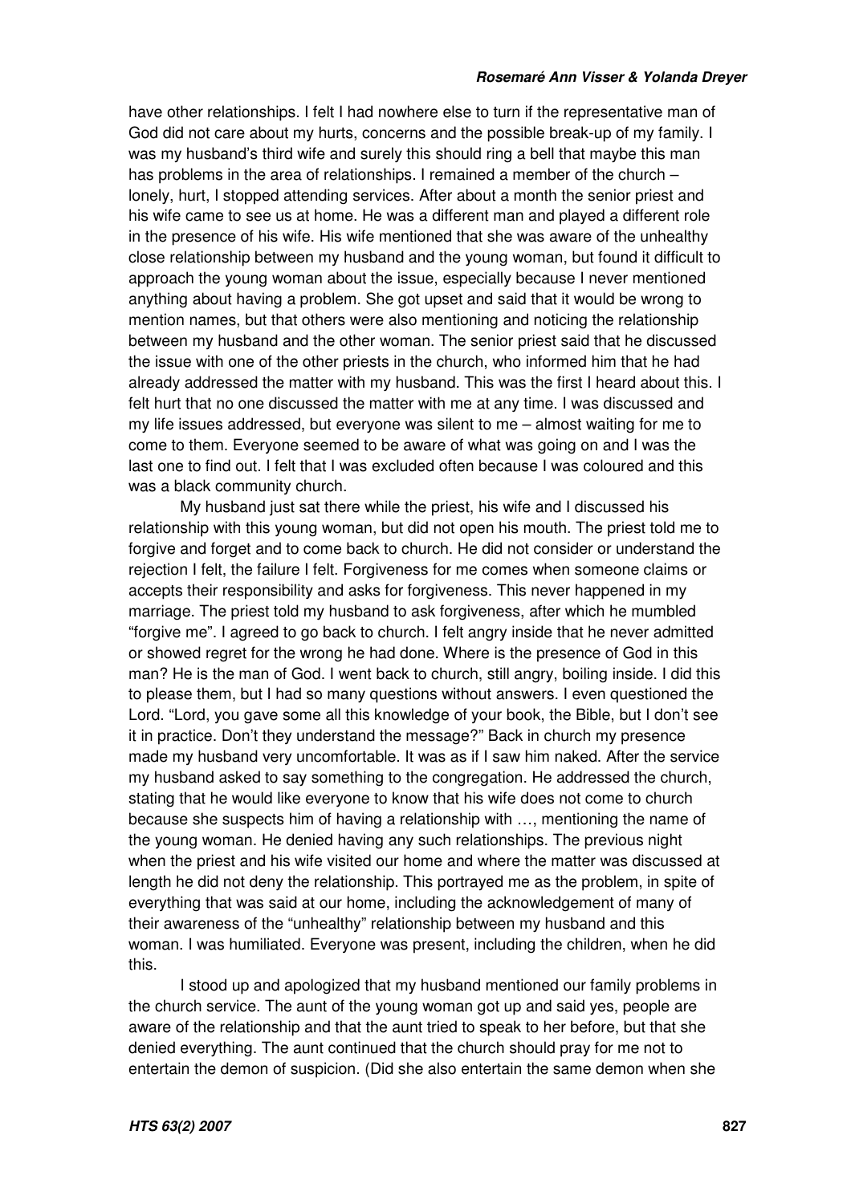have other relationships. I felt I had nowhere else to turn if the representative man of God did not care about my hurts, concerns and the possible break-up of my family. I was my husband's third wife and surely this should ring a bell that maybe this man has problems in the area of relationships. I remained a member of the church – lonely, hurt, I stopped attending services. After about a month the senior priest and his wife came to see us at home. He was a different man and played a different role in the presence of his wife. His wife mentioned that she was aware of the unhealthy close relationship between my husband and the young woman, but found it difficult to approach the young woman about the issue, especially because I never mentioned anything about having a problem. She got upset and said that it would be wrong to mention names, but that others were also mentioning and noticing the relationship between my husband and the other woman. The senior priest said that he discussed the issue with one of the other priests in the church, who informed him that he had already addressed the matter with my husband. This was the first I heard about this. I felt hurt that no one discussed the matter with me at any time. I was discussed and my life issues addressed, but everyone was silent to me – almost waiting for me to come to them. Everyone seemed to be aware of what was going on and I was the last one to find out. I felt that I was excluded often because I was coloured and this was a black community church.

My husband just sat there while the priest, his wife and I discussed his relationship with this young woman, but did not open his mouth. The priest told me to forgive and forget and to come back to church. He did not consider or understand the rejection I felt, the failure I felt. Forgiveness for me comes when someone claims or accepts their responsibility and asks for forgiveness. This never happened in my marriage. The priest told my husband to ask forgiveness, after which he mumbled "forgive me". I agreed to go back to church. I felt angry inside that he never admitted or showed regret for the wrong he had done. Where is the presence of God in this man? He is the man of God. I went back to church, still angry, boiling inside. I did this to please them, but I had so many questions without answers. I even questioned the Lord. "Lord, you gave some all this knowledge of your book, the Bible, but I don't see it in practice. Don't they understand the message?" Back in church my presence made my husband very uncomfortable. It was as if I saw him naked. After the service my husband asked to say something to the congregation. He addressed the church, stating that he would like everyone to know that his wife does not come to church because she suspects him of having a relationship with …, mentioning the name of the young woman. He denied having any such relationships. The previous night when the priest and his wife visited our home and where the matter was discussed at length he did not deny the relationship. This portrayed me as the problem, in spite of everything that was said at our home, including the acknowledgement of many of their awareness of the "unhealthy" relationship between my husband and this woman. I was humiliated. Everyone was present, including the children, when he did this.

I stood up and apologized that my husband mentioned our family problems in the church service. The aunt of the young woman got up and said yes, people are aware of the relationship and that the aunt tried to speak to her before, but that she denied everything. The aunt continued that the church should pray for me not to entertain the demon of suspicion. (Did she also entertain the same demon when she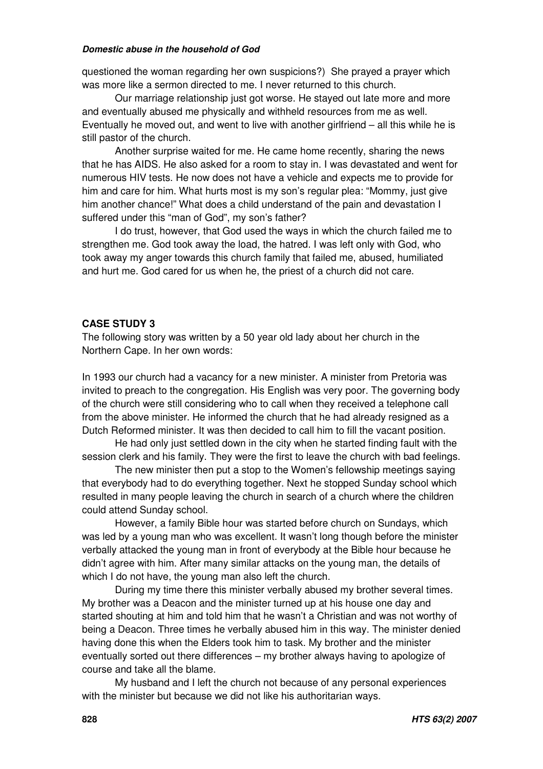questioned the woman regarding her own suspicions?) She prayed a prayer which was more like a sermon directed to me. I never returned to this church.

Our marriage relationship just got worse. He stayed out late more and more and eventually abused me physically and withheld resources from me as well. Eventually he moved out, and went to live with another girlfriend – all this while he is still pastor of the church.

Another surprise waited for me. He came home recently, sharing the news that he has AIDS. He also asked for a room to stay in. I was devastated and went for numerous HIV tests. He now does not have a vehicle and expects me to provide for him and care for him. What hurts most is my son's regular plea: "Mommy, just give him another chance!" What does a child understand of the pain and devastation I suffered under this "man of God", my son's father?

I do trust, however, that God used the ways in which the church failed me to strengthen me. God took away the load, the hatred. I was left only with God, who took away my anger towards this church family that failed me, abused, humiliated and hurt me. God cared for us when he, the priest of a church did not care.

## CASE STUDY 3

The following story was written by a 50 year old lady about her church in the Northern Cape. In her own words:

In 1993 our church had a vacancy for a new minister. A minister from Pretoria was invited to preach to the congregation. His English was very poor. The governing body of the church were still considering who to call when they received a telephone call from the above minister. He informed the church that he had already resigned as a Dutch Reformed minister. It was then decided to call him to fill the vacant position.

He had only just settled down in the city when he started finding fault with the session clerk and his family. They were the first to leave the church with bad feelings.

The new minister then put a stop to the Women's fellowship meetings saying that everybody had to do everything together. Next he stopped Sunday school which resulted in many people leaving the church in search of a church where the children could attend Sunday school.

However, a family Bible hour was started before church on Sundays, which was led by a young man who was excellent. It wasn't long though before the minister verbally attacked the young man in front of everybody at the Bible hour because he didn't agree with him. After many similar attacks on the young man, the details of which I do not have, the young man also left the church.

During my time there this minister verbally abused my brother several times. My brother was a Deacon and the minister turned up at his house one day and started shouting at him and told him that he wasn't a Christian and was not worthy of being a Deacon. Three times he verbally abused him in this way. The minister denied having done this when the Elders took him to task. My brother and the minister eventually sorted out there differences – my brother always having to apologize of course and take all the blame.

My husband and I left the church not because of any personal experiences with the minister but because we did not like his authoritarian ways.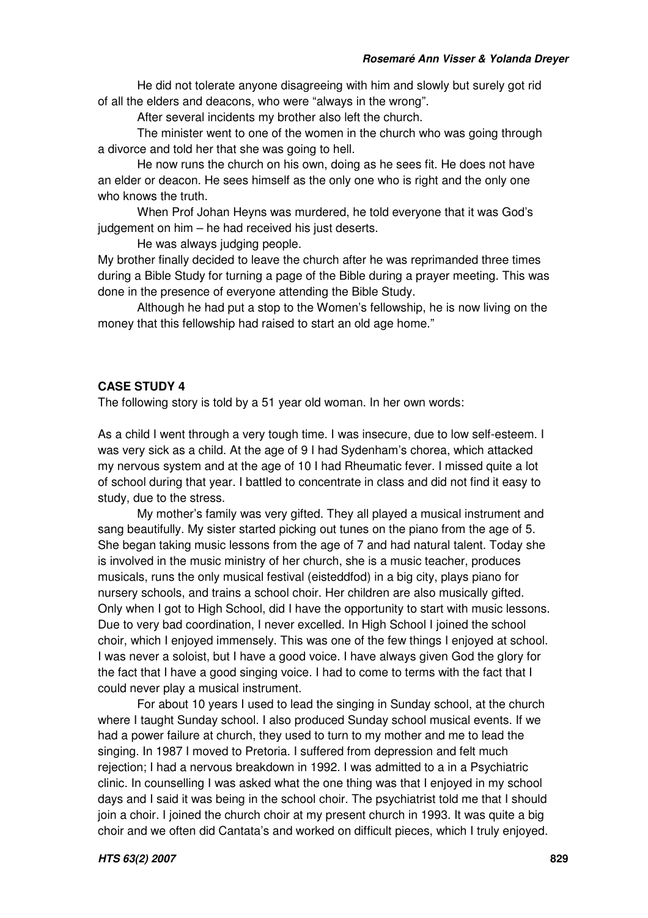He did not tolerate anyone disagreeing with him and slowly but surely got rid of all the elders and deacons, who were "always in the wrong".

After several incidents my brother also left the church.

The minister went to one of the women in the church who was going through a divorce and told her that she was going to hell.

He now runs the church on his own, doing as he sees fit. He does not have an elder or deacon. He sees himself as the only one who is right and the only one who knows the truth.

When Prof Johan Heyns was murdered, he told everyone that it was God's judgement on him – he had received his just deserts.

He was always judging people.

My brother finally decided to leave the church after he was reprimanded three times during a Bible Study for turning a page of the Bible during a prayer meeting. This was done in the presence of everyone attending the Bible Study.

Although he had put a stop to the Women's fellowship, he is now living on the money that this fellowship had raised to start an old age home."

**CASE STUDY 4**

The following story is told by a 51 year old woman. In her own words:

As a child I went through a very tough time. I was insecure, due to low self-esteem. I was very sick as a child. At the age of 9 I had Sydenham's chorea, which attacked my nervous system and at the age of 10 I had Rheumatic fever. I missed quite a lot of school during that year. I battled to concentrate in class and did not find it easy to study, due to the stress.

My mother's family was very gifted. They all played a musical instrument and sang beautifully. My sister started picking out tunes on the piano from the age of 5. She began taking music lessons from the age of 7 and had natural talent. Today she is involved in the music ministry of her church, she is a music teacher, produces musicals, runs the only musical festival (eisteddfod) in a big city, plays piano for nursery schools, and trains a school choir. Her children are also musically gifted. Only when I got to High School, did I have the opportunity to start with music lessons. Due to very bad coordination, I never excelled. In High School I joined the school choir, which I enjoyed immensely. This was one of the few things I enjoyed at school. I was never a soloist, but I have a good voice. I have always given God the glory for the fact that I have a good singing voice. I had to come to terms with the fact that I could never play a musical instrument.

For about 10 years I used to lead the singing in Sunday school, at the church where I taught Sunday school. I also produced Sunday school musical events. If we had a power failure at church, they used to turn to my mother and me to lead the singing. In 1987 I moved to Pretoria. I suffered from depression and felt much rejection; I had a nervous breakdown in 1992. I was admitted to a in a Psychiatric clinic. In counselling I was asked what the one thing was that I enjoyed in my school days and I said it was being in the school choir. The psychiatrist told me that I should join a choir. I joined the church choir at my present church in 1993. It was quite a big choir and we often did Cantata's and worked on difficult pieces, which I truly enjoyed.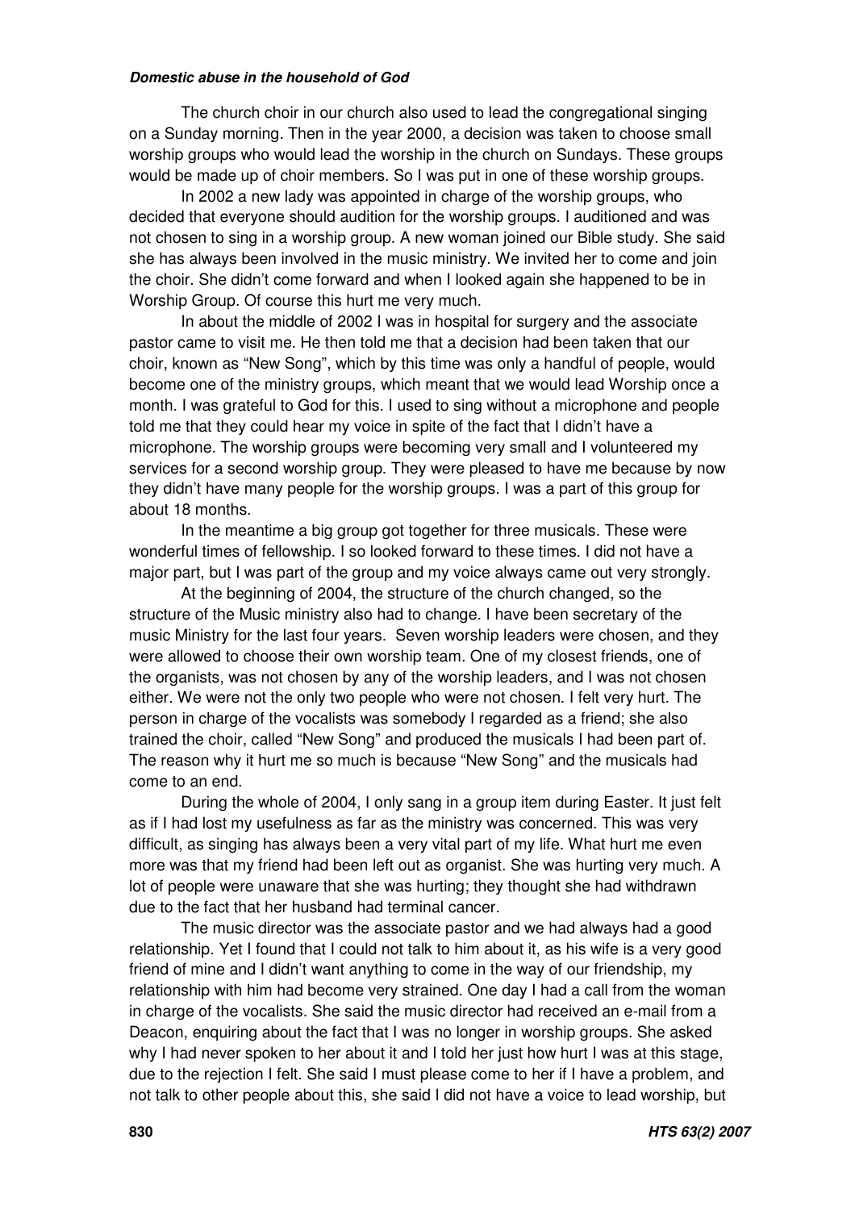The church choir in our church also used to lead the congregational singing on a Sunday morning. Then in the year 2000, a decision was taken to choose small worship groups who would lead the worship in the church on Sundays. These groups would be made up of choir members. So I was put in one of these worship groups.

In 2002 a new lady was appointed in charge of the worship groups, who decided that everyone should audition for the worship groups. I auditioned and was not chosen to sing in a worship group. A new woman joined our Bible study. She said she has always been involved in the music ministry. We invited her to come and join the choir. She didn't come forward and when I looked again she happened to be in Worship Group. Of course this hurt me very much.

In about the middle of 2002 I was in hospital for surgery and the associate pastor came to visit me. He then told me that a decision had been taken that our choir, known as "New Song", which by this time was only a handful of people, would become one of the ministry groups, which meant that we would lead Worship once a month. I was grateful to God for this. I used to sing without a microphone and people told me that they could hear my voice in spite of the fact that I didn't have a microphone. The worship groups were becoming very small and I volunteered my services for a second worship group. They were pleased to have me because by now they didn't have many people for the worship groups. I was a part of this group for about 18 months.

In the meantime a big group got together for three musicals. These were wonderful times of fellowship. I so looked forward to these times. I did not have a major part, but I was part of the group and my voice always came out very strongly.

At the beginning of 2004, the structure of the church changed, so the structure of the Music ministry also had to change. I have been secretary of the music Ministry for the last four years. Seven worship leaders were chosen, and they were allowed to choose their own worship team. One of my closest friends, one of the organists, was not chosen by any of the worship leaders, and I was not chosen either. We were not the only two people who were not chosen. I felt very hurt. The person in charge of the vocalists was somebody I regarded as a friend; she also trained the choir, called "New Song" and produced the musicals I had been part of. The reason why it hurt me so much is because "New Song" and the musicals had come to an end.

During the whole of 2004, I only sang in a group item during Easter. It just felt as if I had lost my usefulness as far as the ministry was concerned. This was very difficult, as singing has always been a very vital part of my life. What hurt me even more was that my friend had been left out as organist. She was hurting very much. A lot of people were unaware that she was hurting; they thought she had withdrawn due to the fact that her husband had terminal cancer.

The music director was the associate pastor and we had always had a good relationship. Yet I found that I could not talk to him about it, as his wife is a very good friend of mine and I didn't want anything to come in the way of our friendship, my relationship with him had become very strained. One day I had a call from the woman in charge of the vocalists. She said the music director had received an e-mail from a Deacon, enquiring about the fact that I was no longer in worship groups. She asked why I had never spoken to her about it and I told her just how hurt I was at this stage, due to the rejection I felt. She said I must please come to her if I have a problem, and not talk to other people about this, she said I did not have a voice to lead worship, but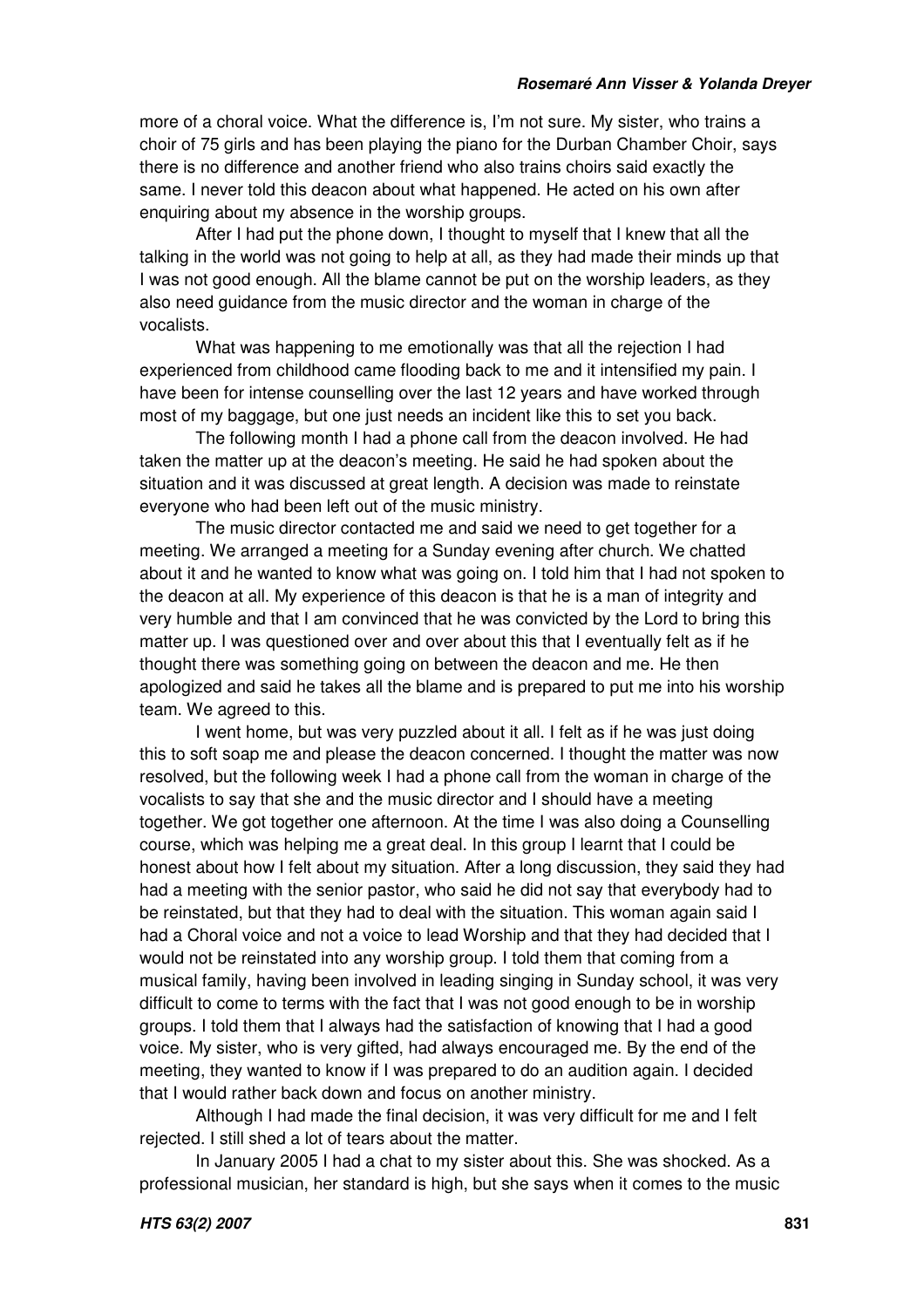more of a choral voice. What the difference is, I'm not sure. My sister, who trains a choir of 75 girls and has been playing the piano for the Durban Chamber Choir, says there is no difference and another friend who also trains choirs said exactly the same. I never told this deacon about what happened. He acted on his own after enquiring about my absence in the worship groups.

After I had put the phone down, I thought to myself that I knew that all the talking in the world was not going to help at all, as they had made their minds up that I was not good enough. All the blame cannot be put on the worship leaders, as they also need guidance from the music director and the woman in charge of the vocalists.

What was happening to me emotionally was that all the rejection I had experienced from childhood came flooding back to me and it intensified my pain. I have been for intense counselling over the last 12 years and have worked through most of my baggage, but one just needs an incident like this to set you back.

The following month I had a phone call from the deacon involved. He had taken the matter up at the deacon's meeting. He said he had spoken about the situation and it was discussed at great length. A decision was made to reinstate everyone who had been left out of the music ministry.

The music director contacted me and said we need to get together for a meeting. We arranged a meeting for a Sunday evening after church. We chatted about it and he wanted to know what was going on. I told him that I had not spoken to the deacon at all. My experience of this deacon is that he is a man of integrity and very humble and that I am convinced that he was convicted by the Lord to bring this matter up. I was questioned over and over about this that I eventually felt as if he thought there was something going on between the deacon and me. He then apologized and said he takes all the blame and is prepared to put me into his worship team. We agreed to this.

I went home, but was very puzzled about it all. I felt as if he was just doing this to soft soap me and please the deacon concerned. I thought the matter was now resolved, but the following week I had a phone call from the woman in charge of the vocalists to say that she and the music director and I should have a meeting together. We got together one afternoon. At the time I was also doing a Counselling course, which was helping me a great deal. In this group I learnt that I could be honest about how I felt about my situation. After a long discussion, they said they had had a meeting with the senior pastor, who said he did not say that everybody had to be reinstated, but that they had to deal with the situation. This woman again said I had a Choral voice and not a voice to lead Worship and that they had decided that I would not be reinstated into any worship group. I told them that coming from a musical family, having been involved in leading singing in Sunday school, it was very difficult to come to terms with the fact that I was not good enough to be in worship groups. I told them that I always had the satisfaction of knowing that I had a good voice. My sister, who is very gifted, had always encouraged me. By the end of the meeting, they wanted to know if I was prepared to do an audition again. I decided that I would rather back down and focus on another ministry.

Although I had made the final decision, it was very difficult for me and I felt rejected. I still shed a lot of tears about the matter.

In January 2005 I had a chat to my sister about this. She was shocked. As a professional musician, her standard is high, but she says when it comes to the music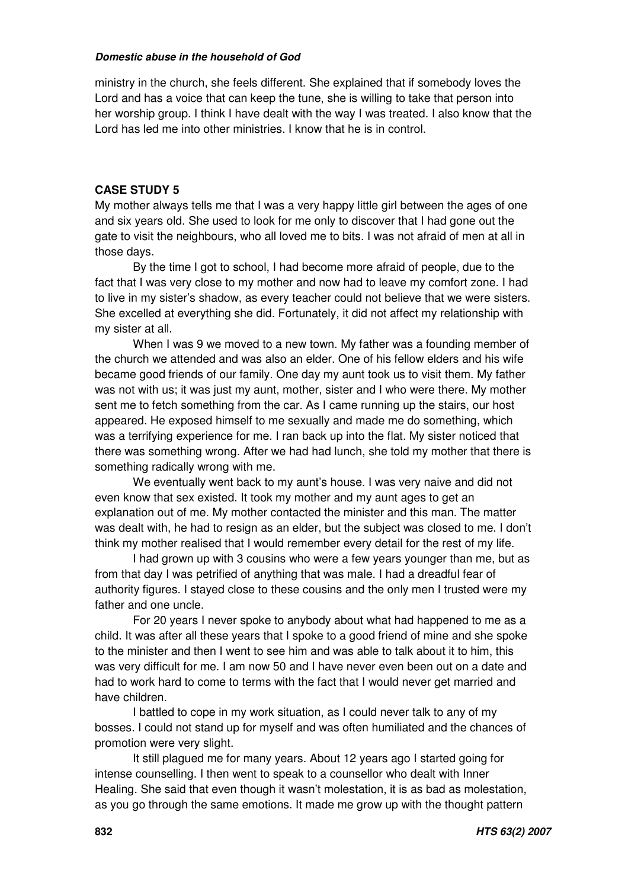ministry in the church, she feels different. She explained that if somebody loves the Lord and has a voice that can keep the tune, she is willing to take that person into her worship group. I think I have dealt with the way I was treated. I also know that the Lord has led me into other ministries. I know that he is in control.

**CASE STUDY 5**

My mother always tells me that I was a very happy little girl between the ages of one and six years old. She used to look for me only to discover that I had gone out the gate to visit the neighbours, who all loved me to bits. I was not afraid of men at all in those days.

By the time I got to school, I had become more afraid of people, due to the fact that I was very close to my mother and now had to leave my comfort zone. I had to live in my sister's shadow, as every teacher could not believe that we were sisters. She excelled at everything she did. Fortunately, it did not affect my relationship with my sister at all.

When I was 9 we moved to a new town. My father was a founding member of the church we attended and was also an elder. One of his fellow elders and his wife became good friends of our family. One day my aunt took us to visit them. My father was not with us; it was just my aunt, mother, sister and I who were there. My mother sent me to fetch something from the car. As I came running up the stairs, our host appeared. He exposed himself to me sexually and made me do something, which was a terrifying experience for me. I ran back up into the flat. My sister noticed that there was something wrong. After we had had lunch, she told my mother that there is something radically wrong with me.

We eventually went back to my aunt's house. I was very naive and did not even know that sex existed. It took my mother and my aunt ages to get an explanation out of me. My mother contacted the minister and this man. The matter was dealt with, he had to resign as an elder, but the subject was closed to me. I don't think my mother realised that I would remember every detail for the rest of my life.

I had grown up with 3 cousins who were a few years younger than me, but as from that day I was petrified of anything that was male. I had a dreadful fear of authority figures. I stayed close to these cousins and the only men I trusted were my father and one uncle.

For 20 years I never spoke to anybody about what had happened to me as a child. It was after all these years that I spoke to a good friend of mine and she spoke to the minister and then I went to see him and was able to talk about it to him, this was very difficult for me. I am now 50 and I have never even been out on a date and had to work hard to come to terms with the fact that I would never get married and have children.

I battled to cope in my work situation, as I could never talk to any of my bosses. I could not stand up for myself and was often humiliated and the chances of promotion were very slight.

It still plagued me for many years. About 12 years ago I started going for intense counselling. I then went to speak to a counsellor who dealt with Inner Healing. She said that even though it wasn't molestation, it is as bad as molestation, as you go through the same emotions. It made me grow up with the thought pattern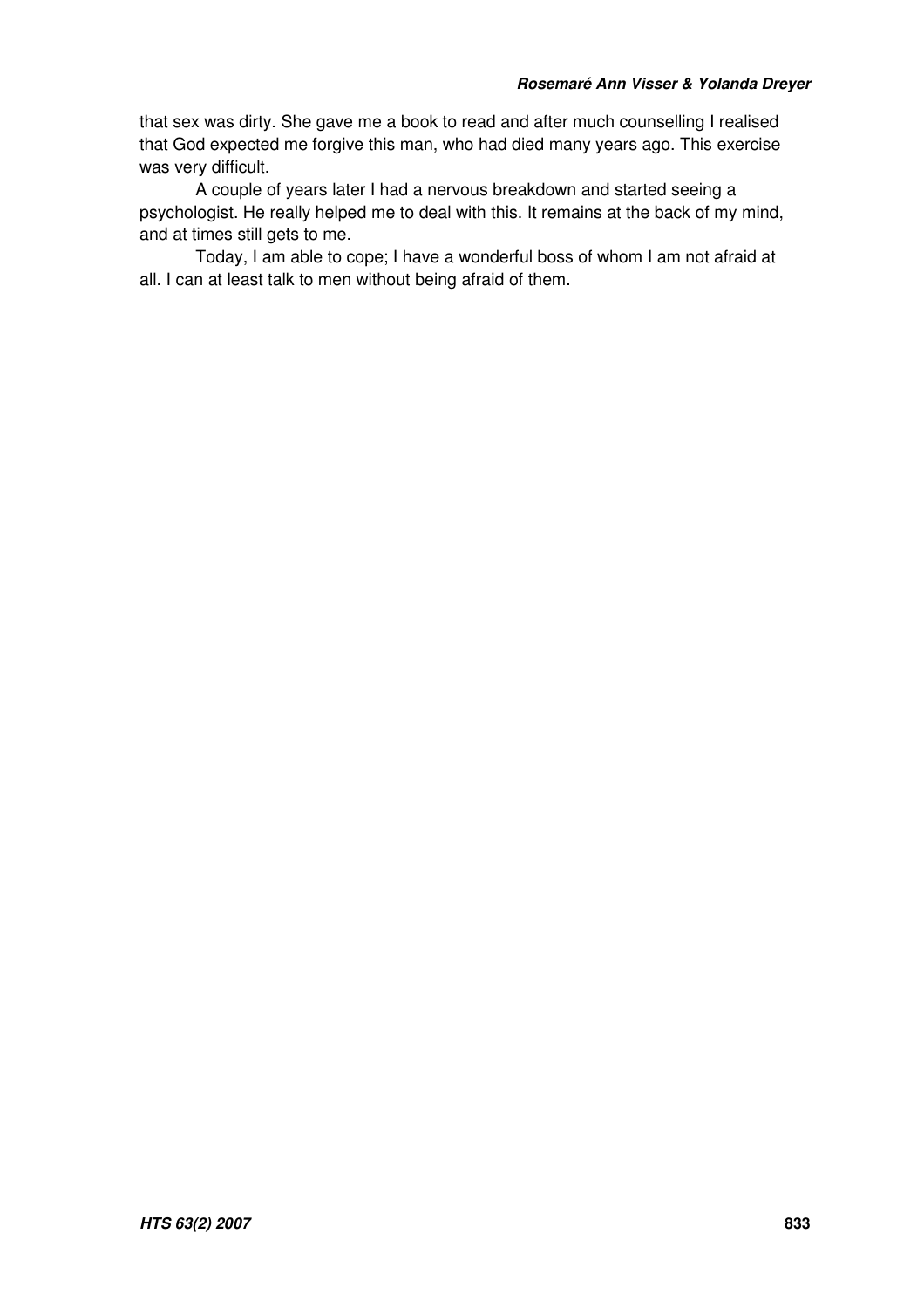that sex was dirty. She gave me a book to read and after much counselling I realised that God expected me forgive this man, who had died many years ago. This exercise was very difficult.

A couple of years later I had a nervous breakdown and started seeing a psychologist. He really helped me to deal with this. It remains at the back of my mind, and at times still gets to me.

Today, I am able to cope; I have a wonderful boss of whom I am not afraid at all. I can at least talk to men without being afraid of them.